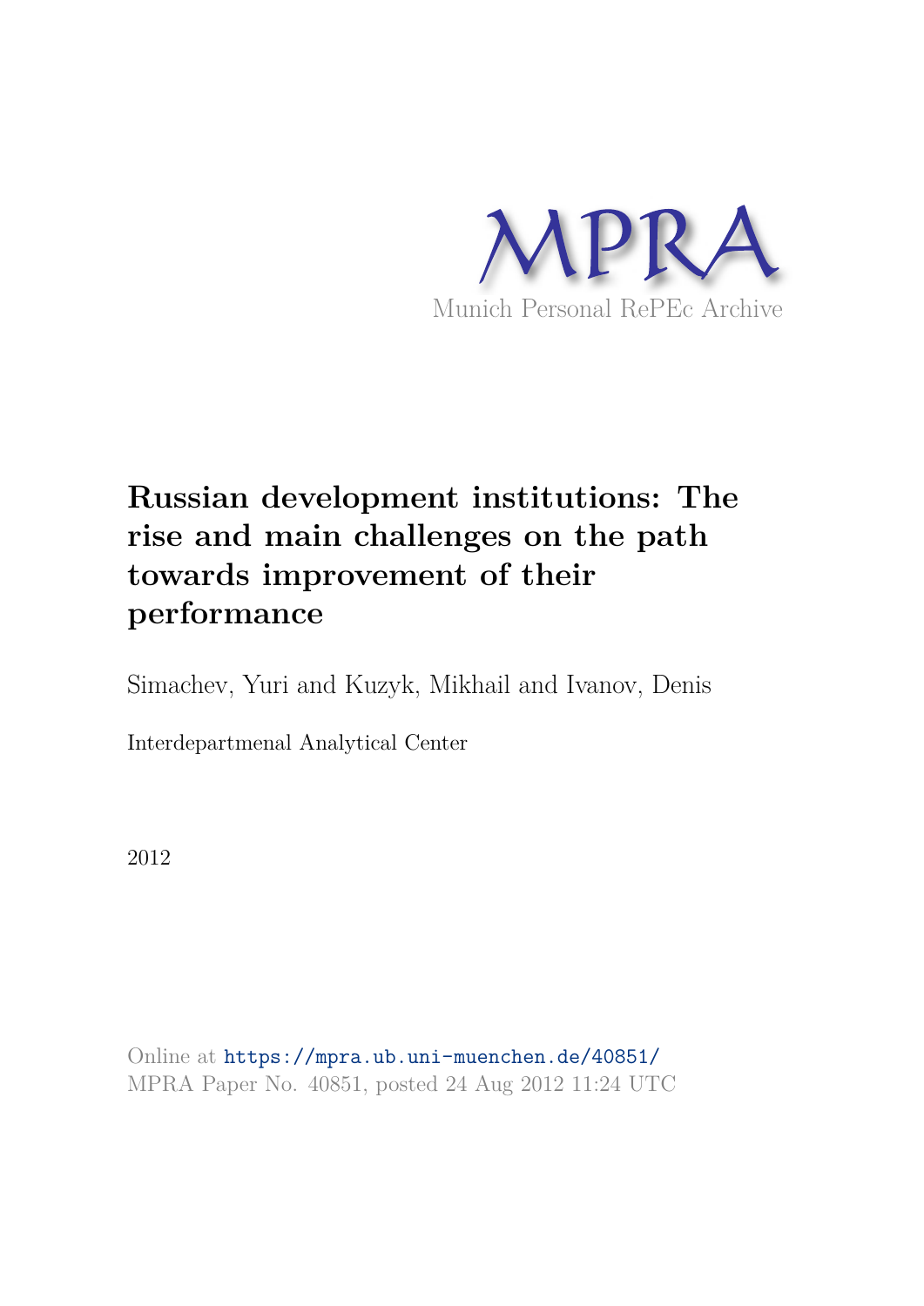# Russian development institutions: The rise and main challenges on the path towards improvement of their performance

Simachev, Yuri and Kuzyk, Mikhail and Ivanov, Denis

Interdepartmenal Analytical Center

2012

Online at https://mpra.ub.uni-muenchen.de/40851/
MPRA Paper No. 40851, posted 24 Aug 2012 11:24 UTC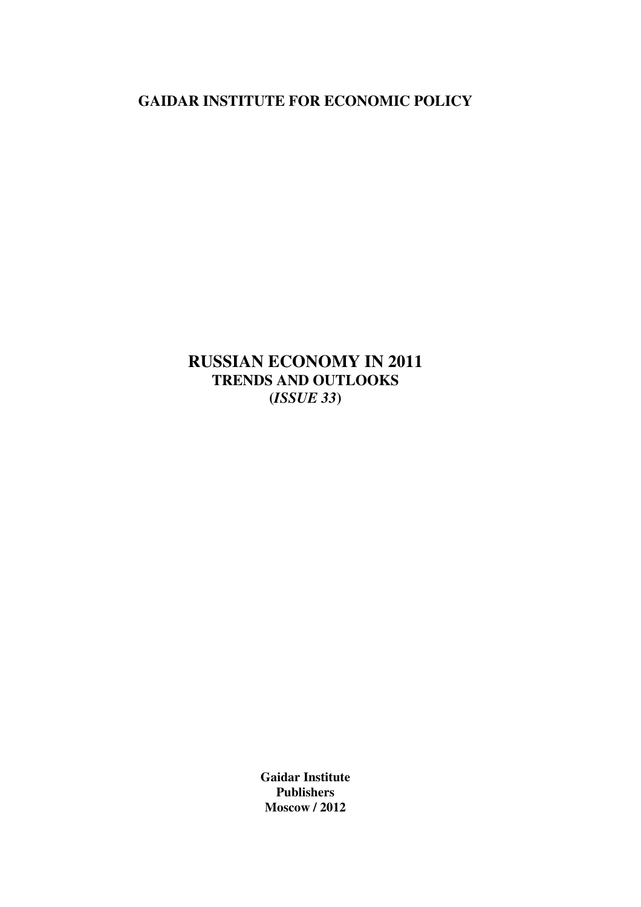**GAIDAR INSTITUTE FOR ECONOMIC POLICY**

# RUSSIAN ECONOMY IN 2011

## TRENDS AND OUTLOOKS

## (*ISSUE 33*)

**Gaidar Institute**
**Publishers**
**Moscow / 2012**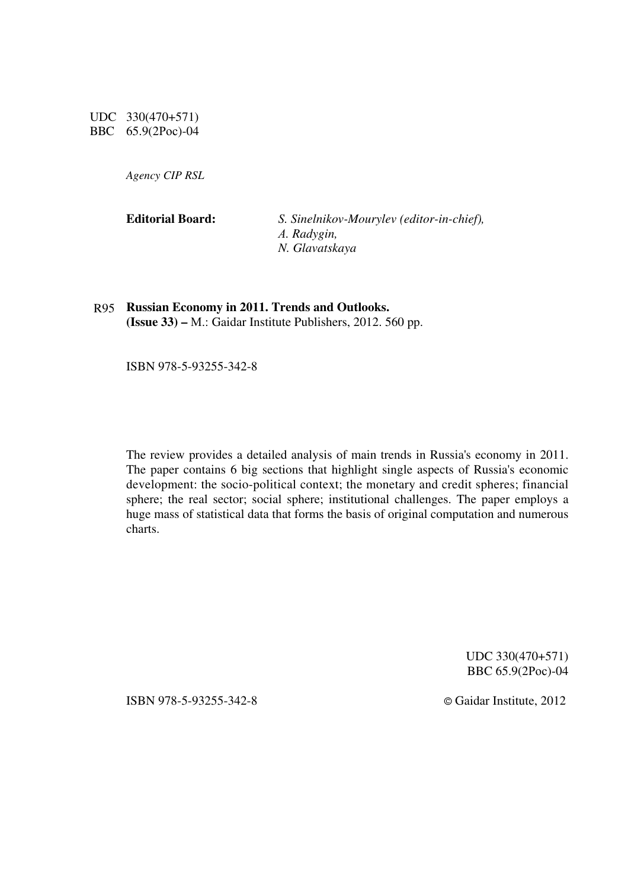UDC 330(470+571)
BBC 65.9(2Poc)-04

*Agency CIP RSL*

**Editorial Board:** *S. Sinelnikov-Mourylev (editor-in-chief),*
*A. Radygin,*
*N. Glavatskaya*

R95 **Russian Economy in 2011. Trends and Outlooks.**
**(Issue 33) –** M.: Gaidar Institute Publishers, 2012. 560 pp.

ISBN 978-5-93255-342-8

The review provides a detailed analysis of main trends in Russia's economy in 2011. The paper contains 6 big sections that highlight single aspects of Russia's economic development: the socio-political context; the monetary and credit spheres; financial sphere; the real sector; social sphere; institutional challenges. The paper employs a huge mass of statistical data that forms the basis of original computation and numerous charts.

UDC 330(470+571)
BBC 65.9(2Poc)-04

ISBN 978-5-93255-342-8

© Gaidar Institute, 2012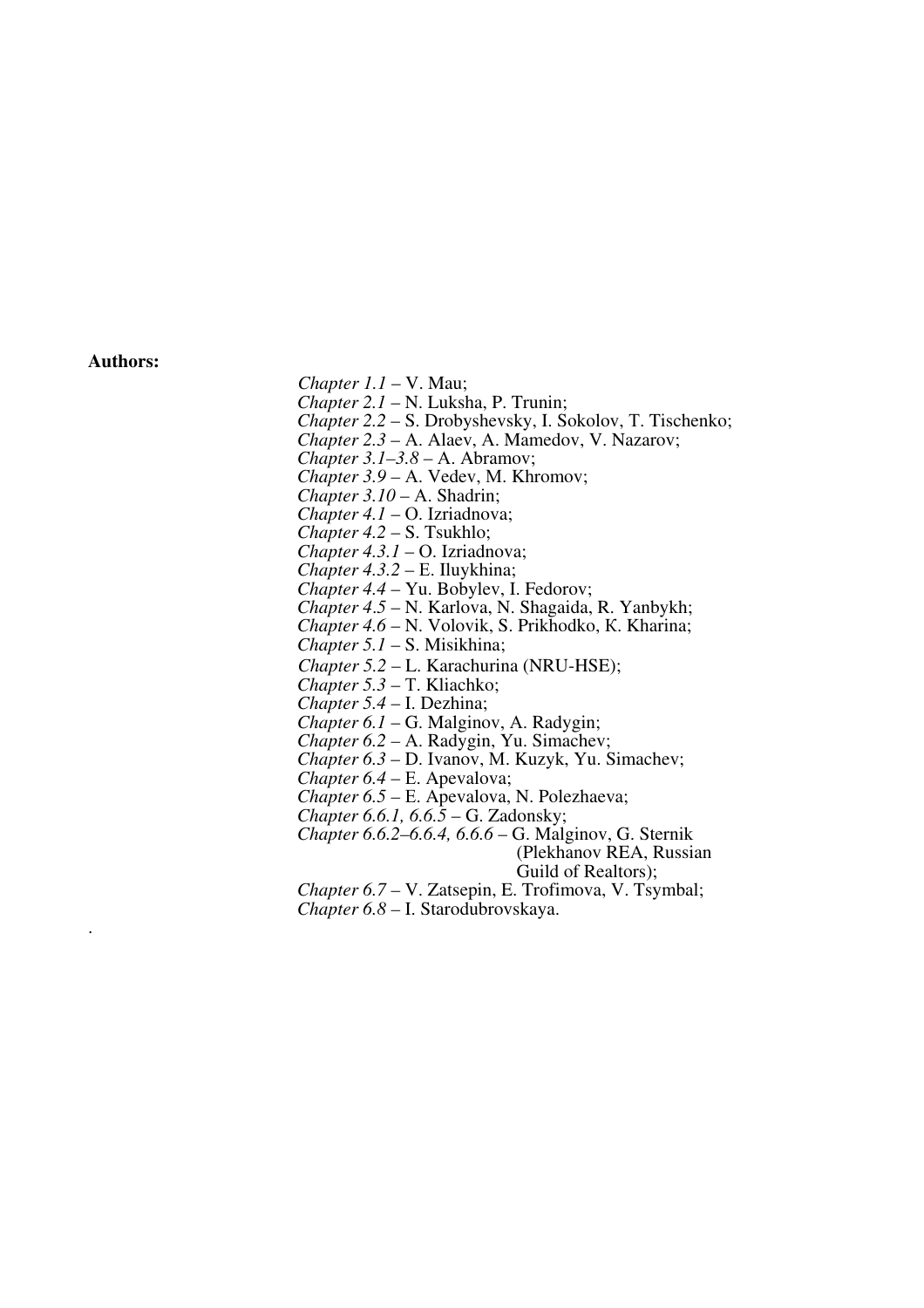**Authors:**

*Chapter 1.1* – V. Mau;
*Chapter 2.1* – N. Luksha, P. Trunin;
*Chapter 2.2* – S. Drobyshevsky, I. Sokolov, T. Tischenko;
*Chapter 2.3* – A. Alaev, A. Mamedov, V. Nazarov;
*Chapter 3.1–3.8* – A. Abramov;
*Chapter 3.9* – A. Vedev, M. Khromov;
*Chapter 3.10* – A. Shadrin;
*Chapter 4.1* – O. Izriadnova;
*Chapter 4.2* – S. Tsukhlo;
*Chapter 4.3.1* – O. Izriadnova;
*Chapter 4.3.2* – E. Iluykhina;
*Chapter 4.4* – Yu. Bobylev, I. Fedorov;
*Chapter 4.5* – N. Karlova, N. Shagaida, R. Yanbykh;
*Chapter 4.6* – N. Volovik, S. Prikhodko, K. Kharina;
*Chapter 5.1* – S. Misikhina;
*Chapter 5.2* – L. Karachurina (NRU-HSE);
*Chapter 5.3* – T. Kliachko;
*Chapter 5.4* – I. Dezhina;
*Chapter 6.1* – G. Malginov, A. Radygin;
*Chapter 6.2* – A. Radygin, Yu. Simachev;
*Chapter 6.3* – D. Ivanov, M. Kuzyk, Yu. Simachev;
*Chapter 6.4* – E. Apevalova;
*Chapter 6.5* – E. Apevalova, N. Polezhaeva;
*Chapter 6.6.1, 6.6.5* – G. Zadonsky;
*Chapter 6.6.2–6.6.4, 6.6.6* – G. Malginov, G. Sternik (Plekhanov REA, Russian Guild of Realtors);
*Chapter 6.7* – V. Zatsepin, E. Trofimova, V. Tsymbal;
*Chapter 6.8* – I. Starodubrovskaya.

.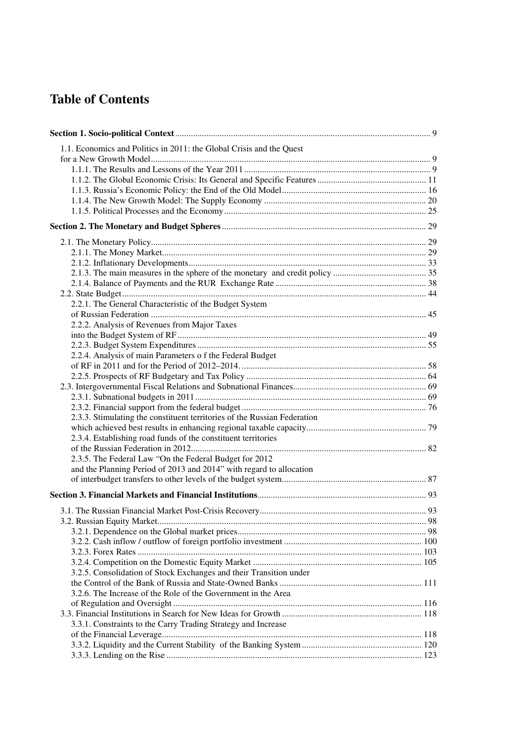# Table of Contents

**Section 1. Socio-political Context** ..... 9

- 1.1. Economics and Politics in 2011: the Global Crisis and the Quest for a New Growth Model ..... 9
  - 1.1.1. The Results and Lessons of the Year 2011 ..... 9
  - 1.1.2. The Global Economic Crisis: Its General and Specific Features ..... 11
  - 1.1.3. Russia's Economic Policy: the End of the Old Model ..... 16
  - 1.1.4. The New Growth Model: The Supply Economy ..... 20
  - 1.1.5. Political Processes and the Economy ..... 25

**Section 2. The Monetary and Budget Spheres** ..... 29

- 2.1. The Monetary Policy ..... 29
  - 2.1.1. The Money Market ..... 29
  - 2.1.2. Inflationary Developments ..... 33
  - 2.1.3. The main measures in the sphere of the monetary and credit policy ..... 35
  - 2.1.4. Balance of Payments and the RUR Exchange Rate ..... 38
- 2.2. State Budget ..... 44
  - 2.2.1. The General Characteristic of the Budget System of Russian Federation ..... 45
  - 2.2.2. Analysis of Revenues from Major Taxes into the Budget System of RF ..... 49
  - 2.2.3. Budget System Expenditures ..... 55
  - 2.2.4. Analysis of main Parameters o f the Federal Budget of RF in 2011 and for the Period of 2012–2014. ..... 58
  - 2.2.5. Prospects of RF Budgetary and Tax Policy ..... 64
- 2.3. Intergovernmental Fiscal Relations and Subnational Finances ..... 69
  - 2.3.1. Subnational budgets in 2011 ..... 69
  - 2.3.2. Financial support from the federal budget ..... 76
  - 2.3.3. Stimulating the constituent territories of the Russian Federation which achieved best results in enhancing regional taxable capacity ..... 79
  - 2.3.4. Establishing road funds of the constituent territories of the Russian Federation in 2012 ..... 82
  - 2.3.5. The Federal Law "On the Federal Budget for 2012 and the Planning Period of 2013 and 2014" with regard to allocation of interbudget transfers to other levels of the budget system ..... 87

**Section 3. Financial Markets and Financial Institutions** ..... 93

- 3.1. The Russian Financial Market Post-Crisis Recovery ..... 93
- 3.2. Russian Equity Market ..... 98
  - 3.2.1. Dependence on the Global market prices ..... 98
  - 3.2.2. Cash inflow / outflow of foreign portfolio investment ..... 100
  - 3.2.3. Forex Rates ..... 103
  - 3.2.4. Competition on the Domestic Equity Market ..... 105
  - 3.2.5. Consolidation of Stock Exchanges and their Transition under the Control of the Bank of Russia and State-Owned Banks ..... 111
  - 3.2.6. The Increase of the Role of the Government in the Area of Regulation and Oversight ..... 116
- 3.3. Financial Institutions in Search for New Ideas for Growth ..... 118
  - 3.3.1. Constraints to the Carry Trading Strategy and Increase of the Financial Leverage ..... 118
  - 3.3.2. Liquidity and the Current Stability of the Banking System ..... 120
  - 3.3.3. Lending on the Rise ..... 123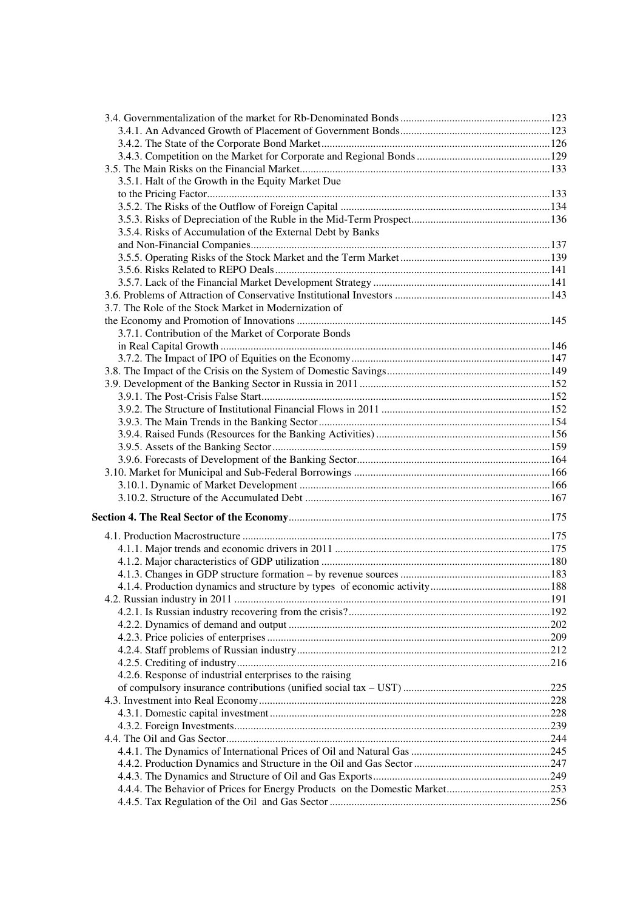3.4. Governmentalization of the market for Rb-Denominated Bonds ....................................................... 123
3.4.1. An Advanced Growth of Placement of Government Bonds ....................................................... 123
3.4.2. The State of the Corporate Bond Market ................................................................................... 126
3.4.3. Competition on the Market for Corporate and Regional Bonds ................................................ 129
3.5. The Main Risks on the Financial Market ........................................................................................... 133
3.5.1. Halt of the Growth in the Equity Market Due to the Pricing Factor ............................................................................................................. 133
3.5.2. The Risks of the Outflow of Foreign Capital ............................................................................ 134
3.5.3. Risks of Depreciation of the Ruble in the Mid-Term Prospect .................................................. 136
3.5.4. Risks of Accumulation of the External Debt by Banks and Non-Financial Companies ............................................................................................ 137
3.5.5. Operating Risks of the Stock Market and the Term Market ....................................................... 139
3.5.6. Risks Related to REPO Deals .................................................................................................... 141
3.5.7. Lack of the Financial Market Development Strategy ................................................................ 141
3.6. Problems of Attraction of Conservative Institutional Investors ........................................................ 143
3.7. The Role of the Stock Market in Modernization of the Economy and Promotion of Innovations ............................................................................ 145
3.7.1. Contribution of the Market of Corporate Bonds in Real Capital Growth ........................................................................................................ 146
3.7.2. The Impact of IPO of Equities on the Economy ........................................................................ 147
3.8. The Impact of the Crisis on the System of Domestic Savings ........................................................... 149
3.9. Development of the Banking Sector in Russia in 2011 ..................................................................... 152
3.9.1. The Post-Crisis False Start ......................................................................................................... 152
3.9.2. The Structure of Institutional Financial Flows in 2011 ............................................................. 152
3.9.3. The Main Trends in the Banking Sector .................................................................................... 154
3.9.4. Raised Funds (Resources for the Banking Activities) ............................................................... 156
3.9.5. Assets of the Banking Sector ..................................................................................................... 159
3.9.6. Forecasts of Development of the Banking Sector ...................................................................... 164
3.10. Market for Municipal and Sub-Federal Borrowings ....................................................................... 166
3.10.1. Dynamic of Market Development ........................................................................................... 166
3.10.2. Structure of the Accumulated Debt ......................................................................................... 167

**Section 4. The Real Sector of the Economy** ............................................................................................... 175

4.1. Production Macrostructure ................................................................................................................ 175
4.1.1. Major trends and economic drivers in 2011 .............................................................................. 175
4.1.2. Major characteristics of GDP utilization ................................................................................... 180
4.1.3. Changes in GDP structure formation – by revenue sources ...................................................... 183
4.1.4. Production dynamics and structure by types of economic activity ........................................... 188
4.2. Russian industry in 2011 ................................................................................................................... 191
4.2.1. Is Russian industry recovering from the crisis? ......................................................................... 192
4.2.2. Dynamics of demand and output ............................................................................................... 202
4.2.3. Price policies of enterprises ....................................................................................................... 209
4.2.4. Staff problems of Russian industry ............................................................................................ 212
4.2.5. Crediting of industry .................................................................................................................. 216
4.2.6. Response of industrial enterprises to the raising of compulsory insurance contributions (unified social tax – UST) ...................................... 225
4.3. Investment into Real Economy .......................................................................................................... 228
4.3.1. Domestic capital investment ...................................................................................................... 228
4.3.2. Foreign Investments ................................................................................................................... 239
4.4. The Oil and Gas Sector ...................................................................................................................... 244
4.4.1. The Dynamics of International Prices of Oil and Natural Gas .................................................. 245
4.4.2. Production Dynamics and Structure in the Oil and Gas Sector ................................................. 247
4.4.3. The Dynamics and Structure of Oil and Gas Exports ................................................................ 249
4.4.4. The Behavior of Prices for Energy Products on the Domestic Market ..................................... 253
4.4.5. Tax Regulation of the Oil and Gas Sector ................................................................................. 256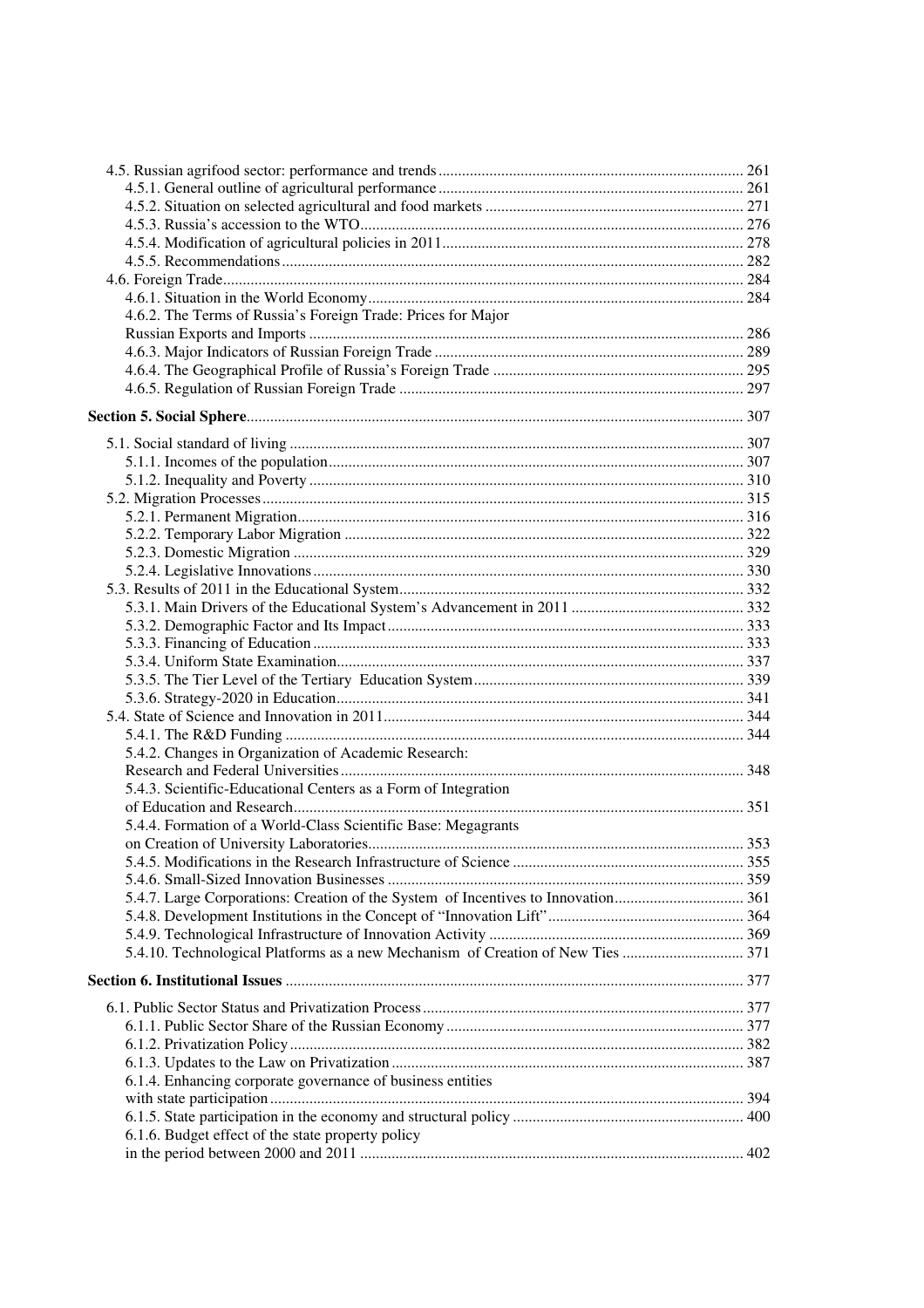4.5. Russian agrifood sector: performance and trends ............................................................................ 261
4.5.1. General outline of agricultural performance ............................................................................ 261
4.5.2. Situation on selected agricultural and food markets ................................................................ 271
4.5.3. Russia's accession to the WTO ................................................................................................ 276
4.5.4. Modification of agricultural policies in 2011 ........................................................................... 278
4.5.5. Recommendations ..................................................................................................................... 282
4.6. Foreign Trade .................................................................................................................................. 284
4.6.1. Situation in the World Economy .............................................................................................. 284
4.6.2. The Terms of Russia's Foreign Trade: Prices for Major Russian Exports and Imports ............................................................................................................ 286
4.6.3. Major Indicators of Russian Foreign Trade ............................................................................. 289
4.6.4. The Geographical Profile of Russia's Foreign Trade .............................................................. 295
4.6.5. Regulation of Russian Foreign Trade ...................................................................................... 297

**Section 5. Social Sphere** ............................................................................................................................. 307

5.1. Social standard of living .................................................................................................................. 307
5.1.1. Incomes of the population ........................................................................................................ 307
5.1.2. Inequality and Poverty ............................................................................................................. 310
5.2. Migration Processes ......................................................................................................................... 315
5.2.1. Permanent Migration ................................................................................................................ 316
5.2.2. Temporary Labor Migration .................................................................................................... 322
5.2.3. Domestic Migration ................................................................................................................. 329
5.2.4. Legislative Innovations ............................................................................................................ 330
5.3. Results of 2011 in the Educational System ...................................................................................... 332
5.3.1. Main Drivers of the Educational System's Advancement in 2011 .......................................... 332
5.3.2. Demographic Factor and Its Impact ......................................................................................... 333
5.3.3. Financing of Education ............................................................................................................ 333
5.3.4. Uniform State Examination ...................................................................................................... 337
5.3.5. The Tier Level of the Tertiary Education System ................................................................... 339
5.3.6. Strategy-2020 in Education ...................................................................................................... 341
5.4. State of Science and Innovation in 2011 .......................................................................................... 344
5.4.1. The R&D Funding ................................................................................................................... 344
5.4.2. Changes in Organization of Academic Research: Research and Federal Universities ..................................................................................................... 348
5.4.3. Scientific-Educational Centers as a Form of Integration of Education and Research ................................................................................................................. 351
5.4.4. Formation of a World-Class Scientific Base: Megagrants on Creation of University Laboratories .............................................................................................. 353
5.4.5. Modifications in the Research Infrastructure of Science .......................................................... 355
5.4.6. Small-Sized Innovation Businesses ......................................................................................... 359
5.4.7. Large Corporations: Creation of the System of Incentives to Innovation ................................ 361
5.4.8. Development Institutions in the Concept of "Innovation Lift" ................................................. 364
5.4.9. Technological Infrastructure of Innovation Activity ................................................................ 369
5.4.10. Technological Platforms as a new Mechanism of Creation of New Ties .............................. 371

**Section 6. Institutional Issues** .................................................................................................................... 377

6.1. Public Sector Status and Privatization Process ................................................................................. 377
6.1.1. Public Sector Share of the Russian Economy ........................................................................... 377
6.1.2. Privatization Policy .................................................................................................................. 382
6.1.3. Updates to the Law on Privatization ........................................................................................ 387
6.1.4. Enhancing corporate governance of business entities with state participation ...................................................................................................................... 394
6.1.5. State participation in the economy and structural policy .......................................................... 400
6.1.6. Budget effect of the state property policy in the period between 2000 and 2011 ................................................................................................ 402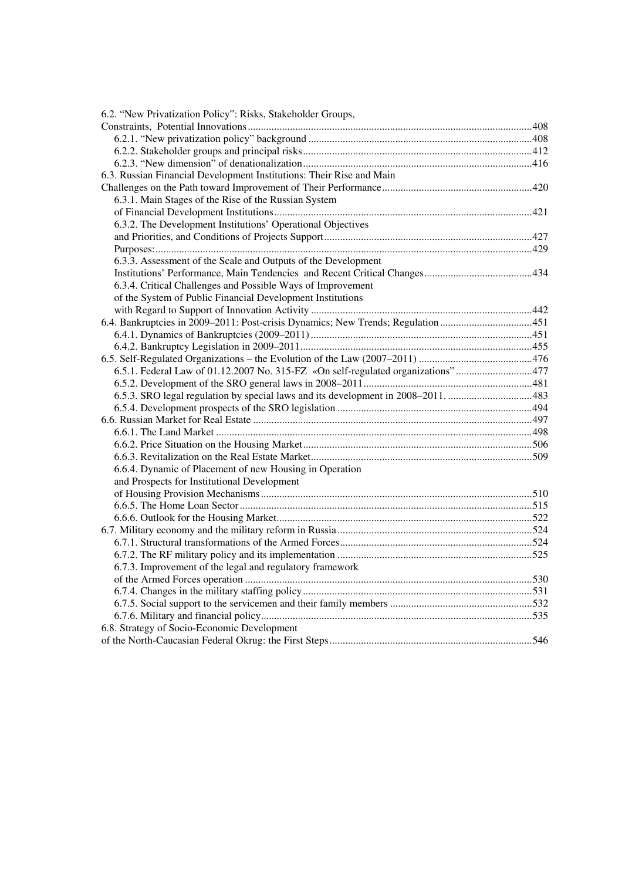6.2. "New Privatization Policy": Risks, Stakeholder Groups, Constraints, Potential Innovations ........................................................................ 408

- 6.2.1. "New privatization policy" background ........................................................ 408
- 6.2.2. Stakeholder groups and principal risks ........................................................ 412
- 6.2.3. "New dimension" of denationalization ........................................................ 416

6.3. Russian Financial Development Institutions: Their Rise and Main Challenges on the Path toward Improvement of Their Performance ........................................ 420

- 6.3.1. Main Stages of the Rise of the Russian System of Financial Development Institutions ........................................................ 421
- 6.3.2. The Development Institutions' Operational Objectives and Priorities, and Conditions of Projects Support ........................................................ 427
- Purposes: ........................................................ 429
- 6.3.3. Assessment of the Scale and Outputs of the Development Institutions' Performance, Main Tendencies and Recent Critical Changes ........................................ 434
- 6.3.4. Critical Challenges and Possible Ways of Improvement of the System of Public Financial Development Institutions with Regard to Support of Innovation Activity ........................................................ 442

6.4. Bankruptcies in 2009–2011: Post-crisis Dynamics; New Trends; Regulation ........................................ 451

- 6.4.1. Dynamics of Bankruptcies (2009–2011) ........................................................ 451
- 6.4.2. Bankruptcy Legislation in 2009–2011 ........................................................ 455

6.5. Self-Regulated Organizations – the Evolution of the Law (2007–2011) ........................................ 476

- 6.5.1. Federal Law of 01.12.2007 No. 315-FZ «On self-regulated organizations» ........................................ 477
- 6.5.2. Development of the SRO general laws in 2008–2011 ........................................................ 481
- 6.5.3. SRO legal regulation by special laws and its development in 2008–2011. ........................................ 483
- 6.5.4. Development prospects of the SRO legislation ........................................................ 494

6.6. Russian Market for Real Estate ........................................................ 497

- 6.6.1. The Land Market ........................................................ 498
- 6.6.2. Price Situation on the Housing Market ........................................................ 506
- 6.6.3. Revitalization on the Real Estate Market ........................................................ 509
- 6.6.4. Dynamic of Placement of new Housing in Operation and Prospects for Institutional Development of Housing Provision Mechanisms ........................................................ 510
- 6.6.5. The Home Loan Sector ........................................................ 515
- 6.6.6. Outlook for the Housing Market ........................................................ 522

6.7. Military economy and the military reform in Russia ........................................................ 524

- 6.7.1. Structural transformations of the Armed Forces ........................................................ 524
- 6.7.2. The RF military policy and its implementation ........................................................ 525
- 6.7.3. Improvement of the legal and regulatory framework of the Armed Forces operation ........................................................ 530
- 6.7.4. Changes in the military staffing policy ........................................................ 531
- 6.7.5. Social support to the servicemen and their family members ........................................ 532
- 6.7.6. Military and financial policy ........................................................ 535

6.8. Strategy of Socio-Economic Development of the North-Caucasian Federal Okrug: the First Steps ........................................................ 546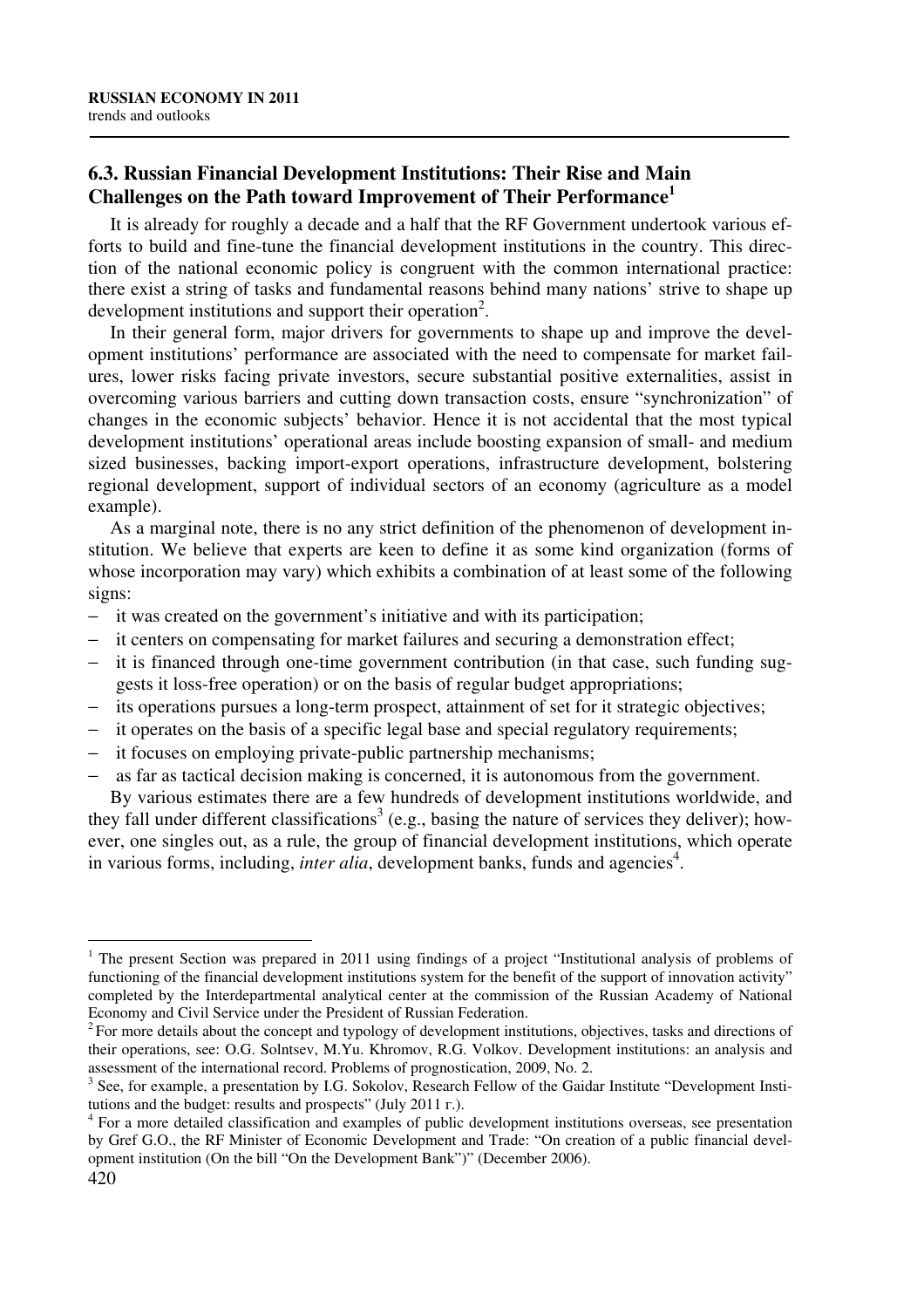## 6.3. Russian Financial Development Institutions: Their Rise and Main Challenges on the Path toward Improvement of Their Performance[1]

It is already for roughly a decade and a half that the RF Government undertook various efforts to build and fine-tune the financial development institutions in the country. This direction of the national economic policy is congruent with the common international practice: there exist a string of tasks and fundamental reasons behind many nations' strive to shape up development institutions and support their operation[2].

In their general form, major drivers for governments to shape up and improve the development institutions' performance are associated with the need to compensate for market failures, lower risks facing private investors, secure substantial positive externalities, assist in overcoming various barriers and cutting down transaction costs, ensure "synchronization" of changes in the economic subjects' behavior. Hence it is not accidental that the most typical development institutions' operational areas include boosting expansion of small- and medium sized businesses, backing import-export operations, infrastructure development, bolstering regional development, support of individual sectors of an economy (agriculture as a model example).

As a marginal note, there is no any strict definition of the phenomenon of development institution. We believe that experts are keen to define it as some kind organization (forms of whose incorporation may vary) which exhibits a combination of at least some of the following signs:

- it was created on the government's initiative and with its participation;
- it centers on compensating for market failures and securing a demonstration effect;
- it is financed through one-time government contribution (in that case, such funding suggests it loss-free operation) or on the basis of regular budget appropriations;
- its operations pursues a long-term prospect, attainment of set for it strategic objectives;
- it operates on the basis of a specific legal base and special regulatory requirements;
- it focuses on employing private-public partnership mechanisms;
- as far as tactical decision making is concerned, it is autonomous from the government.

By various estimates there are a few hundreds of development institutions worldwide, and they fall under different classifications[3] (e.g., basing the nature of services they deliver); however, one singles out, as a rule, the group of financial development institutions, which operate in various forms, including, *inter alia*, development banks, funds and agencies[4].

---

[1] The present Section was prepared in 2011 using findings of a project "Institutional analysis of problems of functioning of the financial development institutions system for the benefit of the support of innovation activity" completed by the Interdepartmental analytical center at the commission of the Russian Academy of National Economy and Civil Service under the President of Russian Federation.

[2] For more details about the concept and typology of development institutions, objectives, tasks and directions of their operations, see: O.G. Solntsev, M.Yu. Khromov, R.G. Volkov. Development institutions: an analysis and assessment of the international record. Problems of prognostication, 2009, No. 2.

[3] See, for example, a presentation by I.G. Sokolov, Research Fellow of the Gaidar Institute "Development Institutions and the budget: results and prospects" (July 2011 г.).

[4] For a more detailed classification and examples of public development institutions overseas, see presentation by Gref G.O., the RF Minister of Economic Development and Trade: "On creation of a public financial development institution (On the bill "On the Development Bank")" (December 2006).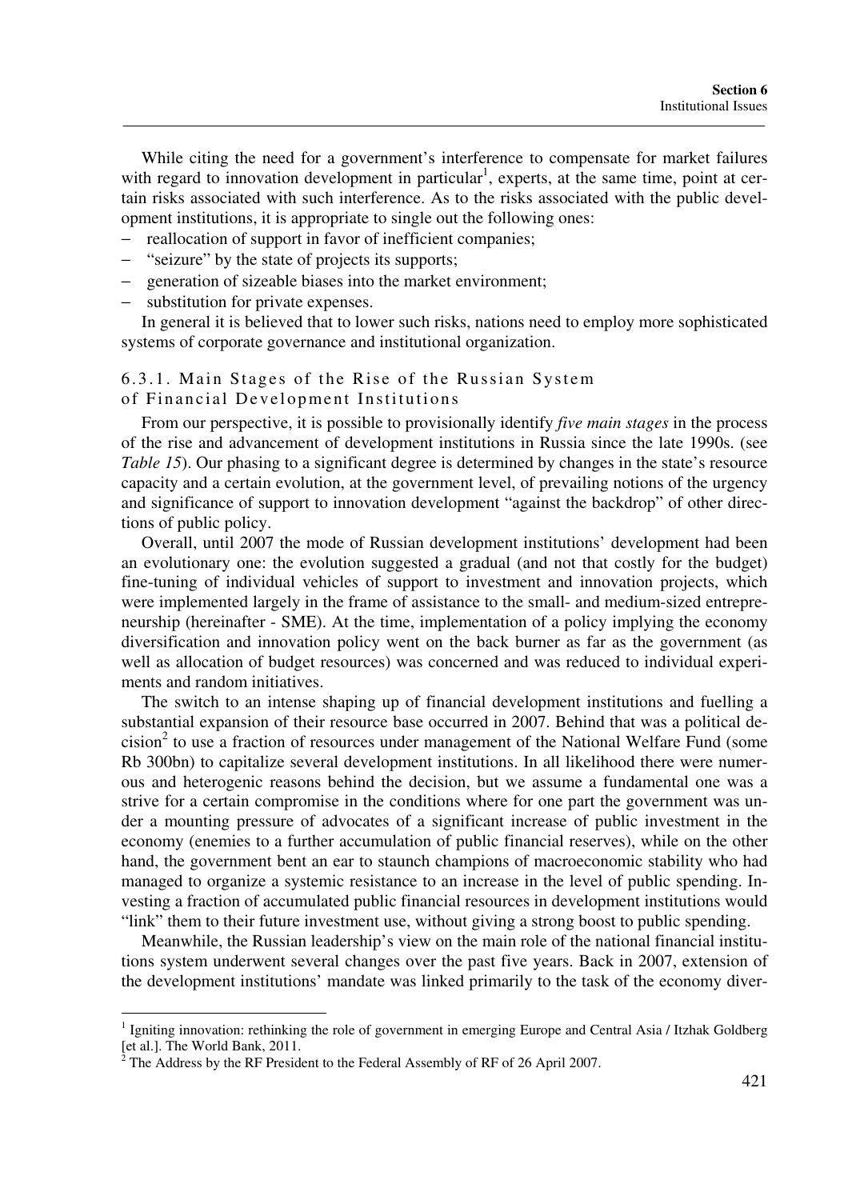While citing the need for a government's interference to compensate for market failures with regard to innovation development in particular[1], experts, at the same time, point at certain risks associated with such interference. As to the risks associated with the public development institutions, it is appropriate to single out the following ones:

- reallocation of support in favor of inefficient companies;
- "seizure" by the state of projects its supports;
- generation of sizeable biases into the market environment;
- substitution for private expenses.

In general it is believed that to lower such risks, nations need to employ more sophisticated systems of corporate governance and institutional organization.

### 6.3.1. Main Stages of the Rise of the Russian System of Financial Development Institutions

From our perspective, it is possible to provisionally identify *five main stages* in the process of the rise and advancement of development institutions in Russia since the late 1990s. (see *Table 15*). Our phasing to a significant degree is determined by changes in the state's resource capacity and a certain evolution, at the government level, of prevailing notions of the urgency and significance of support to innovation development "against the backdrop" of other directions of public policy.

Overall, until 2007 the mode of Russian development institutions' development had been an evolutionary one: the evolution suggested a gradual (and not that costly for the budget) fine-tuning of individual vehicles of support to investment and innovation projects, which were implemented largely in the frame of assistance to the small- and medium-sized entrepreneurship (hereinafter - SME). At the time, implementation of a policy implying the economy diversification and innovation policy went on the back burner as far as the government (as well as allocation of budget resources) was concerned and was reduced to individual experiments and random initiatives.

The switch to an intense shaping up of financial development institutions and fuelling a substantial expansion of their resource base occurred in 2007. Behind that was a political decision[2] to use a fraction of resources under management of the National Welfare Fund (some Rb 300bn) to capitalize several development institutions. In all likelihood there were numerous and heterogenic reasons behind the decision, but we assume a fundamental one was a strive for a certain compromise in the conditions where for one part the government was under a mounting pressure of advocates of a significant increase of public investment in the economy (enemies to a further accumulation of public financial reserves), while on the other hand, the government bent an ear to staunch champions of macroeconomic stability who had managed to organize a systemic resistance to an increase in the level of public spending. Investing a fraction of accumulated public financial resources in development institutions would "link" them to their future investment use, without giving a strong boost to public spending.

Meanwhile, the Russian leadership's view on the main role of the national financial institutions system underwent several changes over the past five years. Back in 2007, extension of the development institutions' mandate was linked primarily to the task of the economy diver-

---

[1] Igniting innovation: rethinking the role of government in emerging Europe and Central Asia / Itzhak Goldberg [et al.]. The World Bank, 2011.

[2] The Address by the RF President to the Federal Assembly of RF of 26 April 2007.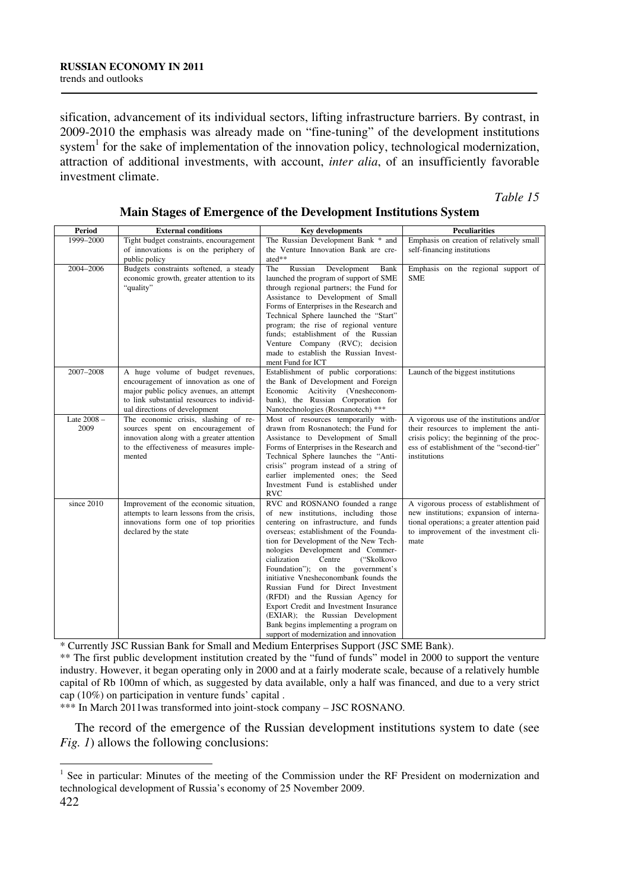sification, advancement of its individual sectors, lifting infrastructure barriers. By contrast, in 2009-2010 the emphasis was already made on "fine-tuning" of the development institutions system[1] for the sake of implementation of the innovation policy, technological modernization, attraction of additional investments, with account, *inter alia*, of an insufficiently favorable investment climate.

*Table 15*

**Main Stages of Emergence of the Development Institutions System**

| Period | External conditions | Key developments | Peculiarities |
|---|---|---|---|
| 1999–2000 | Tight budget constraints, encouragement of innovations is on the periphery of public policy | The Russian Development Bank * and the Venture Innovation Bank are created** | Emphasis on creation of relatively small self-financing institutions |
| 2004–2006 | Budgets constraints softened, a steady economic growth, greater attention to its "quality" | The Russian Development Bank launched the program of support of SME through regional partners; the Fund for Assistance to Development of Small Forms of Enterprises in the Research and Technical Sphere launched the "Start" program; the rise of regional venture funds; establishment of the Russian Venture Company (RVC); decision made to establish the Russian Investment Fund for ICT | Emphasis on the regional support of SME |
| 2007–2008 | A huge volume of budget revenues, encouragement of innovation as one of major public policy avenues, an attempt to link substantial resources to individual directions of development | Establishment of public corporations: the Bank of Development and Foreign Economic Acitivity (Vnesheconombank), the Russian Corporation for Nanotechnologies (Rosnanotech) *** | Launch of the biggest institutions |
| Late 2008 – 2009 | The economic crisis, slashing of resources spent on encouragement of innovation along with a greater attention to the effectiveness of measures implemented | Most of resources temporarily withdrawn from Rosnanotech; the Fund for Assistance to Development of Small Forms of Enterprises in the Research and Technical Sphere launches the "Anticrisis" program instead of a string of earlier implemented ones; the Seed Investment Fund is established under RVC | A vigorous use of the institutions and/or their resources to implement the anticrisis policy; the beginning of the process of establishment of the "second-tier" institutions |
| since 2010 | Improvement of the economic situation, attempts to learn lessons from the crisis, innovations form one of top priorities declared by the state | RVC and ROSNANO founded a range of new institutions, including those centering on infrastructure, and funds overseas; establishment of the Foundation for Development of the New Technologies Development and Commercialization Centre ("Skolkovo Foundation"); on the government's initiative Vnesheconombank founds the Russian Fund for Direct Investment (RFDI) and the Russian Agency for Export Credit and Investment Insurance (EXIAR); the Russian Development Bank begins implementing a program on support of modernization and innovation | A vigorous process of establishment of new institutions; expansion of international operations; a greater attention paid to improvement of the investment climate |

\* Currently JSC Russian Bank for Small and Medium Enterprises Support (JSC SME Bank).

\** The first public development institution created by the "fund of funds" model in 2000 to support the venture industry. However, it began operating only in 2000 and at a fairly moderate scale, because of a relatively humble capital of Rb 100mn of which, as suggested by data available, only a half was financed, and due to a very strict cap (10%) on participation in venture funds' capital .

\*** In March 2011was transformed into joint-stock company – JSC ROSNANO.

The record of the emergence of the Russian development institutions system to date (see *Fig. 1*) allows the following conclusions:

[1] See in particular: Minutes of the meeting of the Commission under the RF President on modernization and technological development of Russia's economy of 25 November 2009.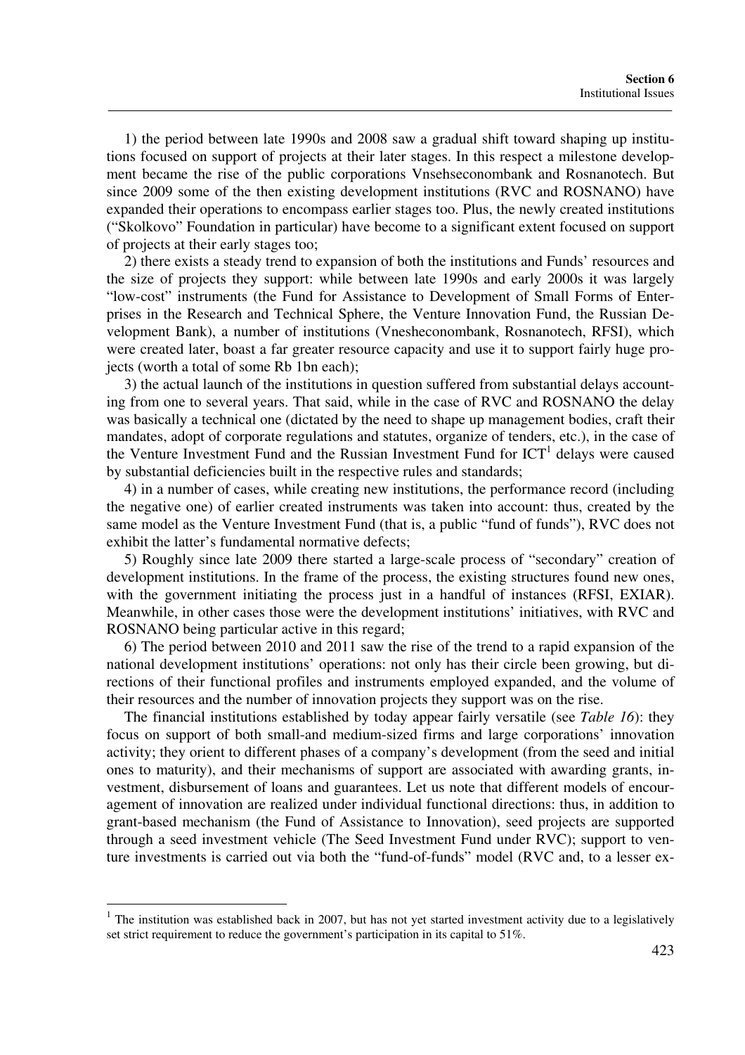1) the period between late 1990s and 2008 saw a gradual shift toward shaping up institutions focused on support of projects at their later stages. In this respect a milestone development became the rise of the public corporations Vnsehseconombank and Rosnanotech. But since 2009 some of the then existing development institutions (RVC and ROSNANO) have expanded their operations to encompass earlier stages too. Plus, the newly created institutions ("Skolkovo" Foundation in particular) have become to a significant extent focused on support of projects at their early stages too;

2) there exists a steady trend to expansion of both the institutions and Funds' resources and the size of projects they support: while between late 1990s and early 2000s it was largely "low-cost" instruments (the Fund for Assistance to Development of Small Forms of Enterprises in the Research and Technical Sphere, the Venture Innovation Fund, the Russian Development Bank), a number of institutions (Vnesheconombank, Rosnanotech, RFSI), which were created later, boast a far greater resource capacity and use it to support fairly huge projects (worth a total of some Rb 1bn each);

3) the actual launch of the institutions in question suffered from substantial delays accounting from one to several years. That said, while in the case of RVC and ROSNANO the delay was basically a technical one (dictated by the need to shape up management bodies, craft their mandates, adopt of corporate regulations and statutes, organize of tenders, etc.), in the case of the Venture Investment Fund and the Russian Investment Fund for ICT[1] delays were caused by substantial deficiencies built in the respective rules and standards;

4) in a number of cases, while creating new institutions, the performance record (including the negative one) of earlier created instruments was taken into account: thus, created by the same model as the Venture Investment Fund (that is, a public "fund of funds"), RVC does not exhibit the latter's fundamental normative defects;

5) Roughly since late 2009 there started a large-scale process of "secondary" creation of development institutions. In the frame of the process, the existing structures found new ones, with the government initiating the process just in a handful of instances (RFSI, EXIAR). Meanwhile, in other cases those were the development institutions' initiatives, with RVC and ROSNANO being particular active in this regard;

6) The period between 2010 and 2011 saw the rise of the trend to a rapid expansion of the national development institutions' operations: not only has their circle been growing, but directions of their functional profiles and instruments employed expanded, and the volume of their resources and the number of innovation projects they support was on the rise.

The financial institutions established by today appear fairly versatile (see *Table 16*): they focus on support of both small-and medium-sized firms and large corporations' innovation activity; they orient to different phases of a company's development (from the seed and initial ones to maturity), and their mechanisms of support are associated with awarding grants, investment, disbursement of loans and guarantees. Let us note that different models of encouragement of innovation are realized under individual functional directions: thus, in addition to grant-based mechanism (the Fund of Assistance to Innovation), seed projects are supported through a seed investment vehicle (The Seed Investment Fund under RVC); support to venture investments is carried out via both the "fund-of-funds" model (RVC and, to a lesser ex-

[1] The institution was established back in 2007, but has not yet started investment activity due to a legislatively set strict requirement to reduce the government's participation in its capital to 51%.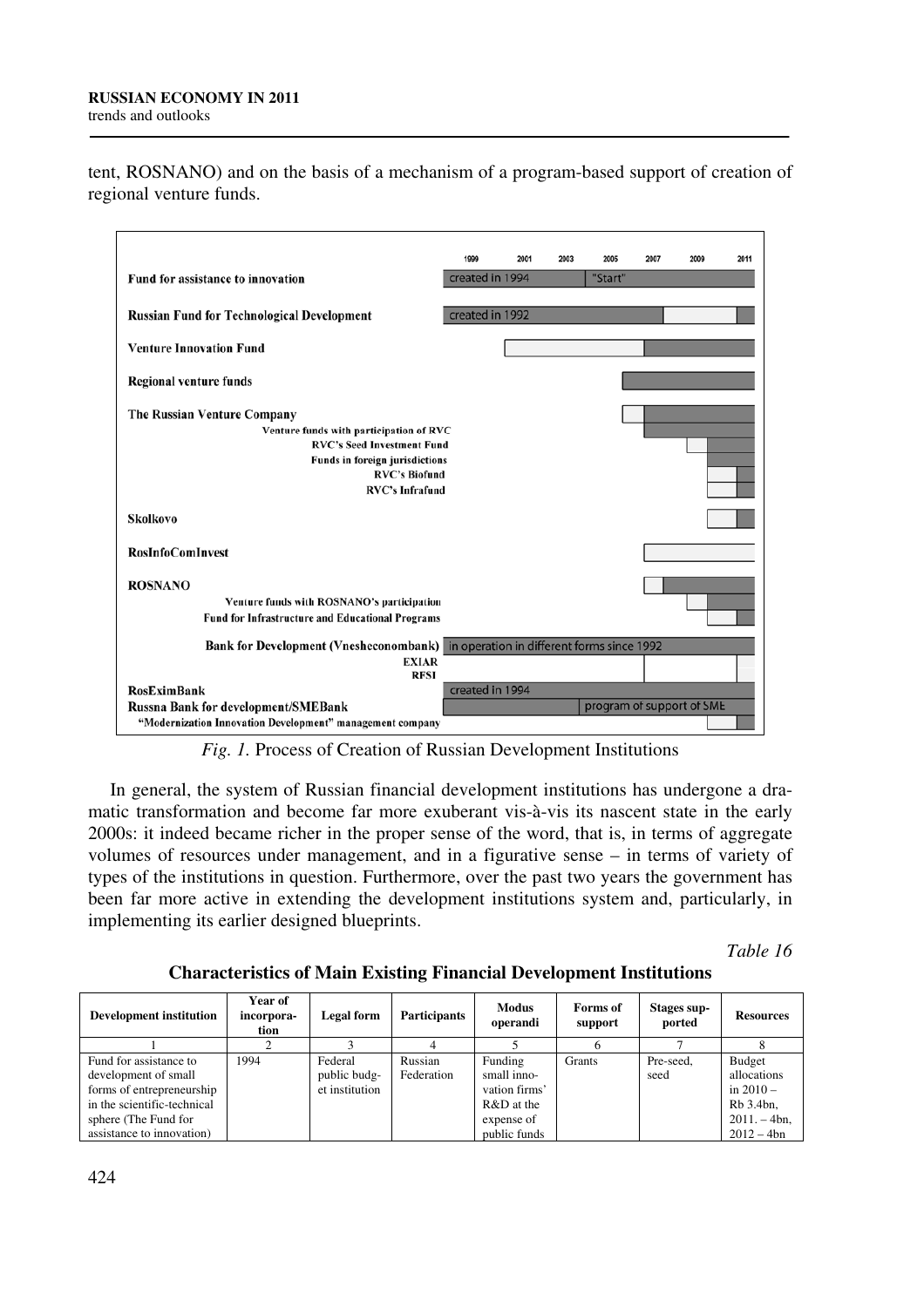tent, ROSNANO) and on the basis of a mechanism of a program-based support of creation of regional venture funds.

*Fig. 1.* Process of Creation of Russian Development Institutions

In general, the system of Russian financial development institutions has undergone a dramatic transformation and become far more exuberant vis-à-vis its nascent state in the early 2000s: it indeed became richer in the proper sense of the word, that is, in terms of aggregate volumes of resources under management, and in a figurative sense – in terms of variety of types of the institutions in question. Furthermore, over the past two years the government has been far more active in extending the development institutions system and, particularly, in implementing its earlier designed blueprints.

*Table 16*

**Characteristics of Main Existing Financial Development Institutions**

| Development institution | Year of incorporation | Legal form | Participants | Modus operandi | Forms of support | Stages supported | Resources |
|---|---|---|---|---|---|---|---|
| 1 | 2 | 3 | 4 | 5 | 6 | 7 | 8 |
| Fund for assistance to development of small forms of entrepreneurship in the scientific-technical sphere (The Fund for assistance to innovation) | 1994 | Federal public budget institution | Russian Federation | Funding small innovation firms' R&D at the expense of public funds | Grants | Pre-seed, seed | Budget allocations in 2010 – Rb 3.4bn, 2011. – 4bn, 2012 – 4bn |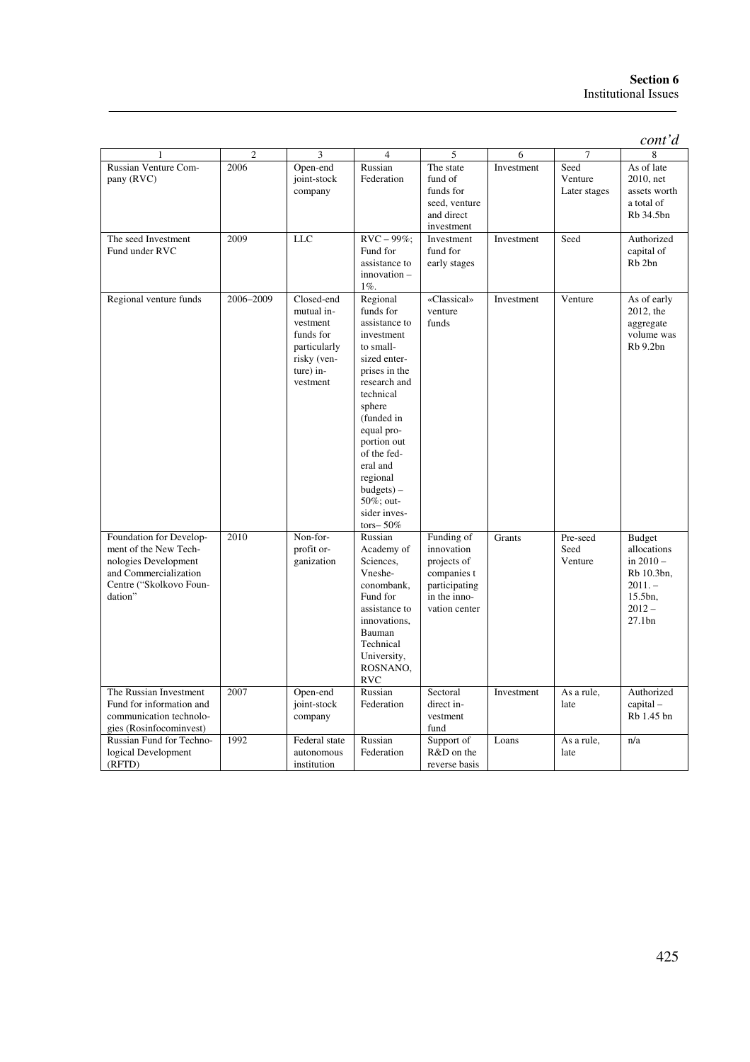*cont'd*

| 1 | 2 | 3 | 4 | 5 | 6 | 7 | 8 |
|---|---|---|---|---|---|---|---|
| Russian Venture Company (RVC) | 2006 | Open-end joint-stock company | Russian Federation | The state fund of funds for seed, venture and direct investment | Investment | Seed Venture Later stages | As of late 2010, net assets worth a total of Rb 34.5bn |
| The seed Investment Fund under RVC | 2009 | LLC | RVC – 99%; Fund for assistance to innovation – 1%. | Investment fund for early stages | Investment | Seed | Authorized capital of Rb 2bn |
| Regional venture funds | 2006–2009 | Closed-end mutual investment funds for particularly risky (venture) investment | Regional funds for assistance to investment to small-sized enterprises in the research and technical sphere (funded in equal proportion out of the federal and regional budgets) – 50%; outsider investors– 50% | «Classical» venture funds | Investment | Venture | As of early 2012, the aggregate volume was Rb 9.2bn |
| Foundation for Development of the New Technologies Development and Commercialization Centre ("Skolkovo Foundation" | 2010 | Non-for-profit organization | Russian Academy of Sciences, Vnesheconombank, Fund for assistance to innovations, Bauman Technical University, ROSNANO, RVC | Funding of innovation projects of companies t participating in the innovation center | Grants | Pre-seed Seed Venture | Budget allocations in 2010 – Rb 10.3bn, 2011. – 15.5bn, 2012 – 27.1bn |
| The Russian Investment Fund for information and communication technologies (Rosinfocominvest) | 2007 | Open-end joint-stock company | Russian Federation | Sectoral direct investment fund | Investment | As a rule, late | Authorized capital – Rb 1.45 bn |
| Russian Fund for Technological Development (RFTD) | 1992 | Federal state autonomous institution | Russian Federation | Support of R&D on the reverse basis | Loans | As a rule, late | n/a |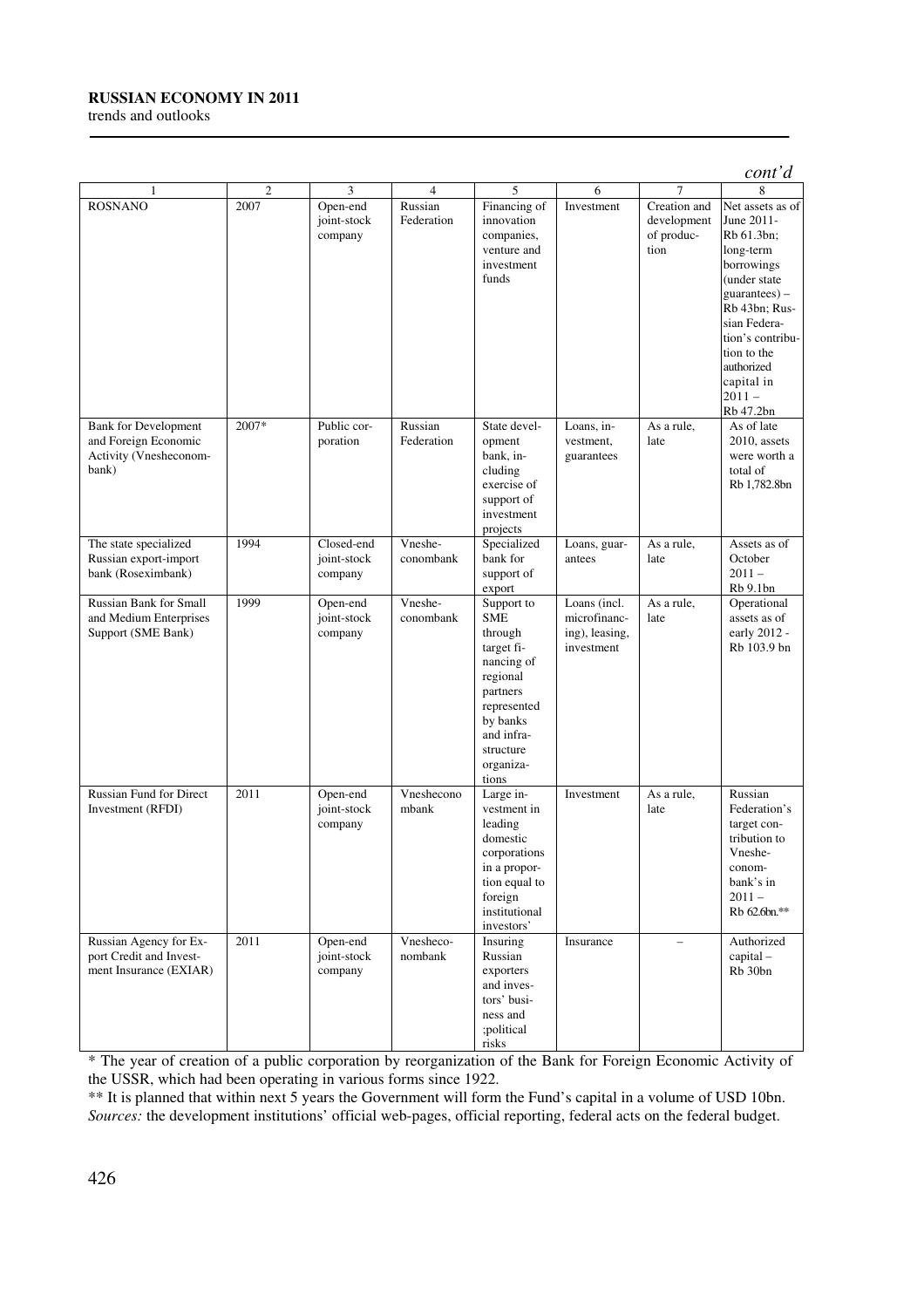*cont'd*

| 1 | 2 | 3 | 4 | 5 | 6 | 7 | 8 |
|---|---|---|---|---|---|---|---|
| ROSNANO | 2007 | Open-end joint-stock company | Russian Federation | Financing of innovation companies, venture and investment funds | Investment | Creation and development of production | Net assets as of June 2011- Rb 61.3bn; long-term borrowings (under state guarantees) – Rb 43bn; Russian Federation's contribution to the authorized capital in 2011 – Rb 47.2bn |
| Bank for Development and Foreign Economic Activity (Vnesheconombank) | 2007* | Public corporation | Russian Federation | State development bank, including exercise of support of investment projects | Loans, investment, guarantees | As a rule, late | As of late 2010, assets were worth a total of Rb 1,782.8bn |
| The state specialized Russian export-import bank (Roseximbank) | 1994 | Closed-end joint-stock company | Vnesheconombank | Specialized bank for support of export | Loans, guarantees | As a rule, late | Assets as of October 2011 – Rb 9.1bn |
| Russian Bank for Small and Medium Enterprises Support (SME Bank) | 1999 | Open-end joint-stock company | Vnesheconombank | Support to SME through target financing of regional partners represented by banks and infrastructure organizations | Loans (incl. microfinancing), leasing, investment | As a rule, late | Operational assets as of early 2012 - Rb 103.9 bn |
| Russian Fund for Direct Investment (RFDI) | 2011 | Open-end joint-stock company | Vnesheconombank | Large investment in leading domestic corporations in a proportion equal to foreign institutional investors' | Investment | As a rule, late | Russian Federation's target contribution to Vnesheconombank's in 2011 – Rb 62.6bn.** |
| Russian Agency for Export Credit and Investment Insurance (EXIAR) | 2011 | Open-end joint-stock company | Vnesheconombank | Insuring Russian exporters and investors' business and ;political risks | Insurance | – | Authorized capital – Rb 30bn |

\* The year of creation of a public corporation by reorganization of the Bank for Foreign Economic Activity of the USSR, which had been operating in various forms since 1922.

\** It is planned that within next 5 years the Government will form the Fund's capital in a volume of USD 10bn.

*Sources:* the development institutions' official web-pages, official reporting, federal acts on the federal budget.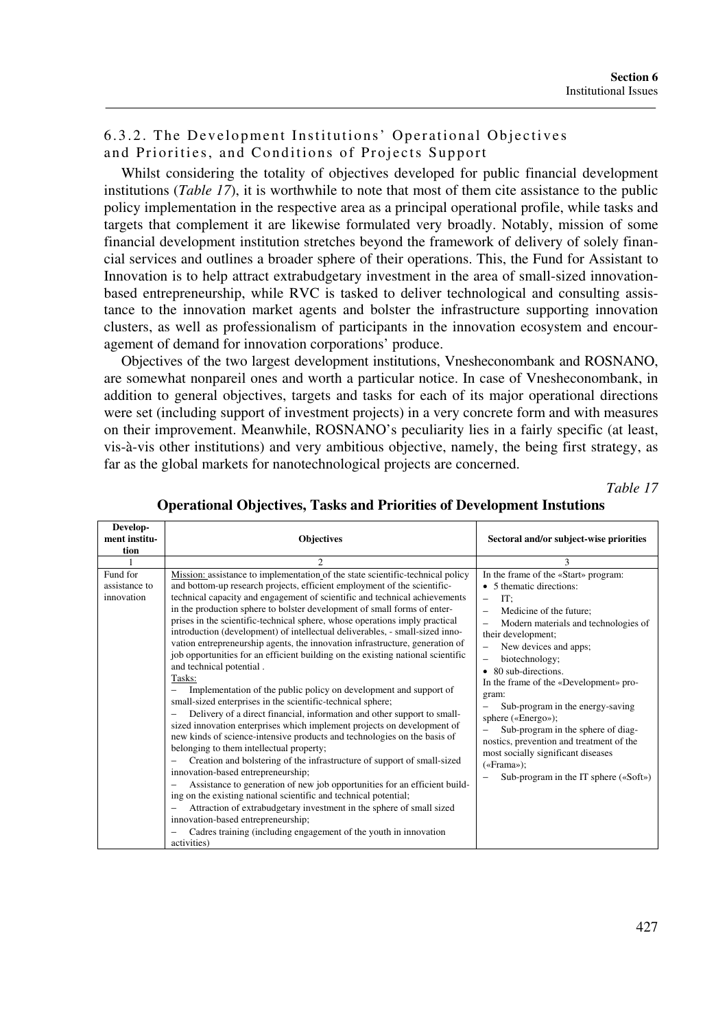### 6.3.2. The Development Institutions' Operational Objectives and Priorities, and Conditions of Projects Support

Whilst considering the totality of objectives developed for public financial development institutions (*Table 17*), it is worthwhile to note that most of them cite assistance to the public policy implementation in the respective area as a principal operational profile, while tasks and targets that complement it are likewise formulated very broadly. Notably, mission of some financial development institution stretches beyond the framework of delivery of solely financial services and outlines a broader sphere of their operations. This, the Fund for Assistant to Innovation is to help attract extrabudgetary investment in the area of small-sized innovation-based entrepreneurship, while RVC is tasked to deliver technological and consulting assistance to the innovation market agents and bolster the infrastructure supporting innovation clusters, as well as professionalism of participants in the innovation ecosystem and encouragement of demand for innovation corporations' produce.

Objectives of the two largest development institutions, Vnesheconombank and ROSNANO, are somewhat nonpareil ones and worth a particular notice. In case of Vnesheconombank, in addition to general objectives, targets and tasks for each of its major operational directions were set (including support of investment projects) in a very concrete form and with measures on their improvement. Meanwhile, ROSNANO's peculiarity lies in a fairly specific (at least, vis-à-vis other institutions) and very ambitious objective, namely, the being first strategy, as far as the global markets for nanotechnological projects are concerned.

*Table 17*

**Operational Objectives, Tasks and Priorities of Development Instutions**

| Development institution | Objectives | Sectoral and/or subject-wise priorities |
|---|---|---|
| 1 | 2 | 3 |
| Fund for assistance to innovation | Mission: assistance to implementation of the state scientific-technical policy and bottom-up research projects, efficient employment of the scientific-technical capacity and engagement of scientific and technical achievements in the production sphere to bolster development of small forms of enterprises in the scientific-technical sphere, whose operations imply practical introduction (development) of intellectual deliverables, - small-sized innovation entrepreneurship agents, the innovation infrastructure, generation of job opportunities for an efficient building on the existing national scientific and technical potential .<br>Tasks:<br>– Implementation of the public policy on development and support of small-sized enterprises in the scientific-technical sphere;<br>– Delivery of a direct financial, information and other support to small-sized innovation enterprises which implement projects on development of new kinds of science-intensive products and technologies on the basis of belonging to them intellectual property;<br>– Creation and bolstering of the infrastructure of support of small-sized innovation-based entrepreneurship;<br>– Assistance to generation of new job opportunities for an efficient building on the existing national scientific and technical potential;<br>– Attraction of extrabudgetary investment in the sphere of small sized innovation-based entrepreneurship;<br>– Cadres training (including engagement of the youth in innovation activities) | In the frame of the «Start» program:<br>• 5 thematic directions:<br>– IT;<br>– Medicine of the future;<br>– Modern materials and technologies of their development;<br>– New devices and apps;<br>– biotechnology;<br>• 80 sub-directions.<br>In the frame of the «Development» program:<br>– Sub-program in the energy-saving sphere («Energo»);<br>– Sub-program in the sphere of diagnostics, prevention and treatment of the most socially significant diseases («Frama»);<br>– Sub-program in the IT sphere («Soft») |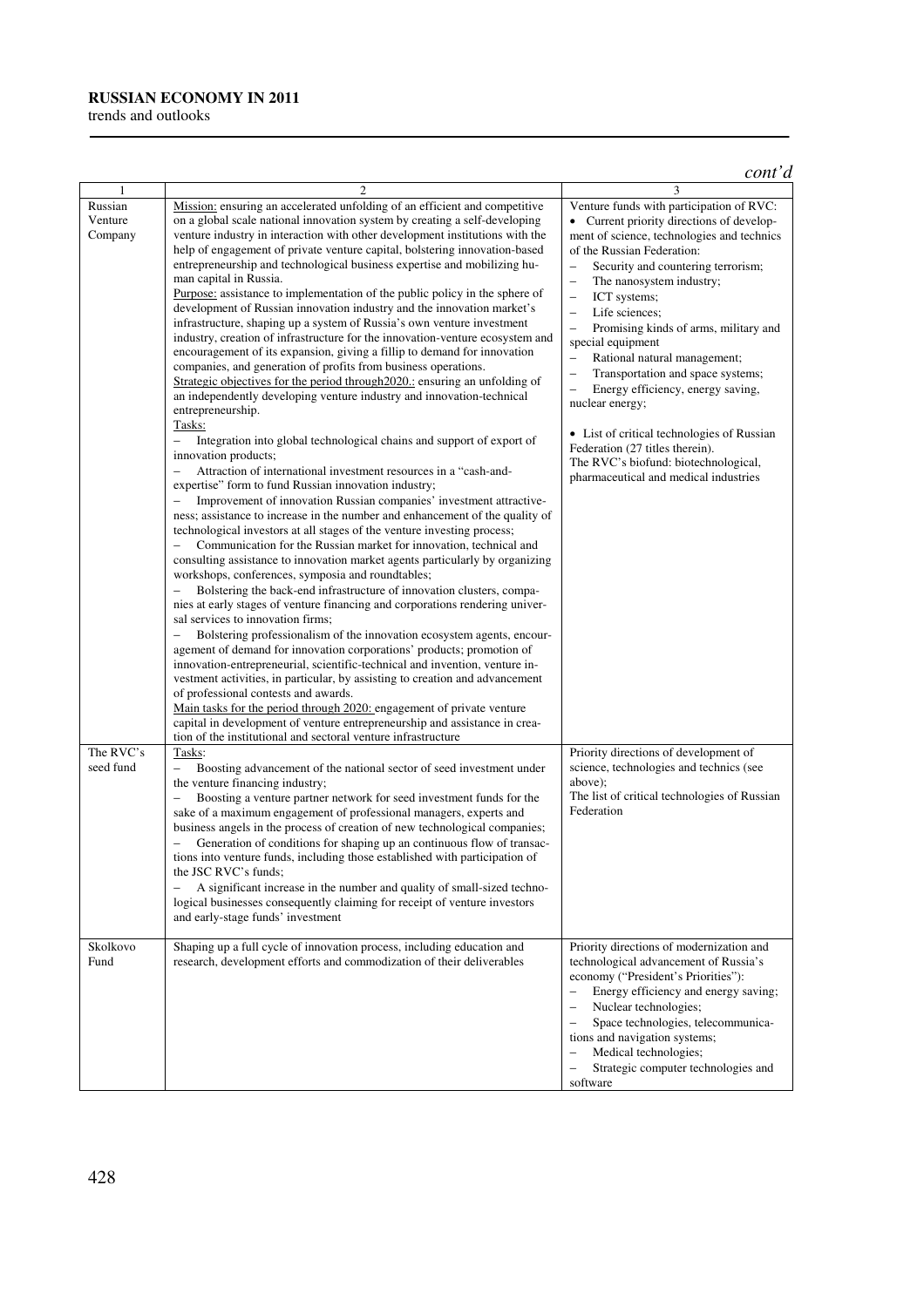*cont'd*

| 1 | 2 | 3 |
|---|---|---|
| Russian Venture Company | Mission: ensuring an accelerated unfolding of an efficient and competitive on a global scale national innovation system by creating a self-developing venture industry in interaction with other development institutions with the help of engagement of private venture capital, bolstering innovation-based entrepreneurship and technological business expertise and mobilizing human capital in Russia.<br>Purpose: assistance to implementation of the public policy in the sphere of development of Russian innovation industry and the innovation market's infrastructure, shaping up a system of Russia's own venture investment industry, creation of infrastructure for the innovation-venture ecosystem and encouragement of its expansion, giving a fillip to demand for innovation companies, and generation of profits from business operations.<br>Strategic objectives for the period through2020.: ensuring an unfolding of an independently developing venture industry and innovation-technical entrepreneurship.<br>Tasks:<br>– Integration into global technological chains and support of export of innovation products;<br>– Attraction of international investment resources in a "cash-and-expertise" form to fund Russian innovation industry;<br>– Improvement of innovation Russian companies' investment attractiveness; assistance to increase in the number and enhancement of the quality of technological investors at all stages of the venture investing process;<br>– Communication for the Russian market for innovation, technical and consulting assistance to innovation market agents particularly by organizing workshops, conferences, symposia and roundtables;<br>– Bolstering the back-end infrastructure of innovation clusters, companies at early stages of venture financing and corporations rendering universal services to innovation firms;<br>– Bolstering professionalism of the innovation ecosystem agents, encouragement of demand for innovation corporations' products; promotion of innovation-entrepreneurial, scientific-technical and invention, venture investment activities, in particular, by assisting to creation and advancement of professional contests and awards.<br>Main tasks for the period through 2020: engagement of private venture capital in development of venture entrepreneurship and assistance in creation of the institutional and sectoral venture infrastructure | Venture funds with participation of RVC:<br>• Current priority directions of development of science, technologies and technics of the Russian Federation:<br>– Security and countering terrorism;<br>– The nanosystem industry;<br>– ICT systems;<br>– Life sciences;<br>– Promising kinds of arms, military and special equipment<br>– Rational natural management;<br>– Transportation and space systems;<br>– Energy efficiency, energy saving, nuclear energy;<br><br>• List of critical technologies of Russian Federation (27 titles therein).<br>The RVC's biofund: biotechnological, pharmaceutical and medical industries |
| The RVC's seed fund | Tasks:<br>– Boosting advancement of the national sector of seed investment under the venture financing industry;<br>– Boosting a venture partner network for seed investment funds for the sake of a maximum engagement of professional managers, experts and business angels in the process of creation of new technological companies;<br>– Generation of conditions for shaping up an continuous flow of transactions into venture funds, including those established with participation of the JSC RVC's funds;<br>– A significant increase in the number and quality of small-sized technological businesses consequently claiming for receipt of venture investors and early-stage funds' investment | Priority directions of development of science, technologies and technics (see above);<br>The list of critical technologies of Russian Federation |
| Skolkovo Fund | Shaping up a full cycle of innovation process, including education and research, development efforts and commodization of their deliverables | Priority directions of modernization and technological advancement of Russia's economy ("President's Priorities"):<br>– Energy efficiency and energy saving;<br>– Nuclear technologies;<br>– Space technologies, telecommunications and navigation systems;<br>– Medical technologies;<br>– Strategic computer technologies and software |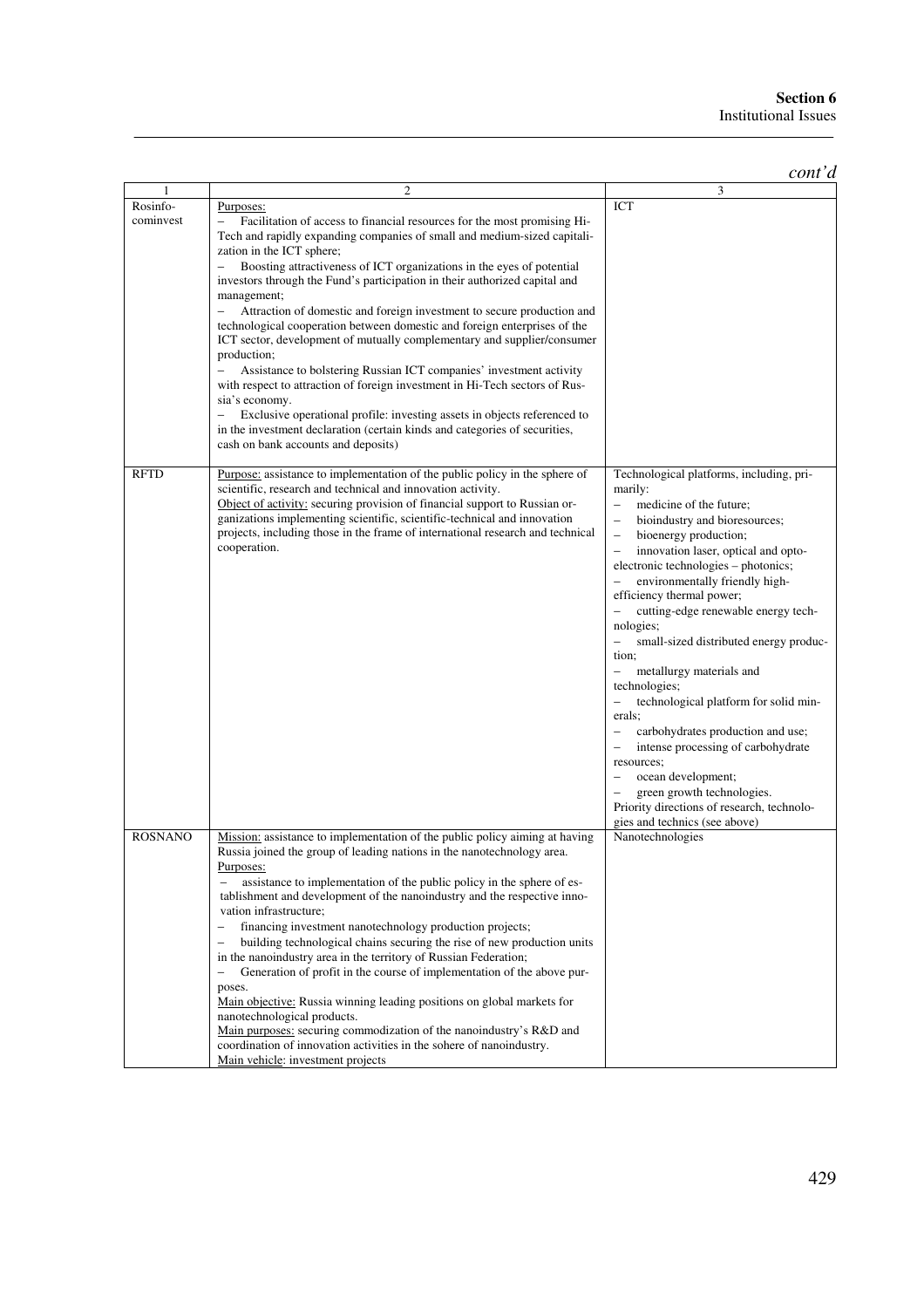*cont'd*

| 1 | 2 | 3 |
|---|---|---|
| Rosinfo-cominvest | Purposes:<br>– Facilitation of access to financial resources for the most promising Hi-Tech and rapidly expanding companies of small and medium-sized capitalization in the ICT sphere;<br>– Boosting attractiveness of ICT organizations in the eyes of potential investors through the Fund's participation in their authorized capital and management;<br>– Attraction of domestic and foreign investment to secure production and technological cooperation between domestic and foreign enterprises of the ICT sector, development of mutually complementary and supplier/consumer production;<br>– Assistance to bolstering Russian ICT companies' investment activity with respect to attraction of foreign investment in Hi-Tech sectors of Russia's economy.<br>– Exclusive operational profile: investing assets in objects referenced to in the investment declaration (certain kinds and categories of securities, cash on bank accounts and deposits) | ICT |
| RFTD | Purpose: assistance to implementation of the public policy in the sphere of scientific, research and technical and innovation activity.<br>Object of activity: securing provision of financial support to Russian organizations implementing scientific, scientific-technical and innovation projects, including those in the frame of international research and technical cooperation. | Technological platforms, including, primarily:<br>– medicine of the future;<br>– bioindustry and bioresources;<br>– bioenergy production;<br>– innovation laser, optical and opto-electronic technologies – photonics;<br>– environmentally friendly high-efficiency thermal power;<br>– cutting-edge renewable energy technologies;<br>– small-sized distributed energy production;<br>– metallurgy materials and technologies;<br>– technological platform for solid minerals;<br>– carbohydrates production and use;<br>– intense processing of carbohydrate resources;<br>– ocean development;<br>– green growth technologies.<br>Priority directions of research, technologies and technics (see above) |
| ROSNANO | Mission: assistance to implementation of the public policy aiming at having Russia joined the group of leading nations in the nanotechnology area.<br>Purposes:<br>– assistance to implementation of the public policy in the sphere of establishment and development of the nanoindustry and the respective innovation infrastructure;<br>– financing investment nanotechnology production projects;<br>– building technological chains securing the rise of new production units in the nanoindustry area in the territory of Russian Federation;<br>– Generation of profit in the course of implementation of the above purposes.<br>Main objective: Russia winning leading positions on global markets for nanotechnological products.<br>Main purposes: securing commodization of the nanoindustry's R&D and coordination of innovation activities in the sohere of nanoindustry.<br>Main vehicle: investment projects | Nanotechnologies |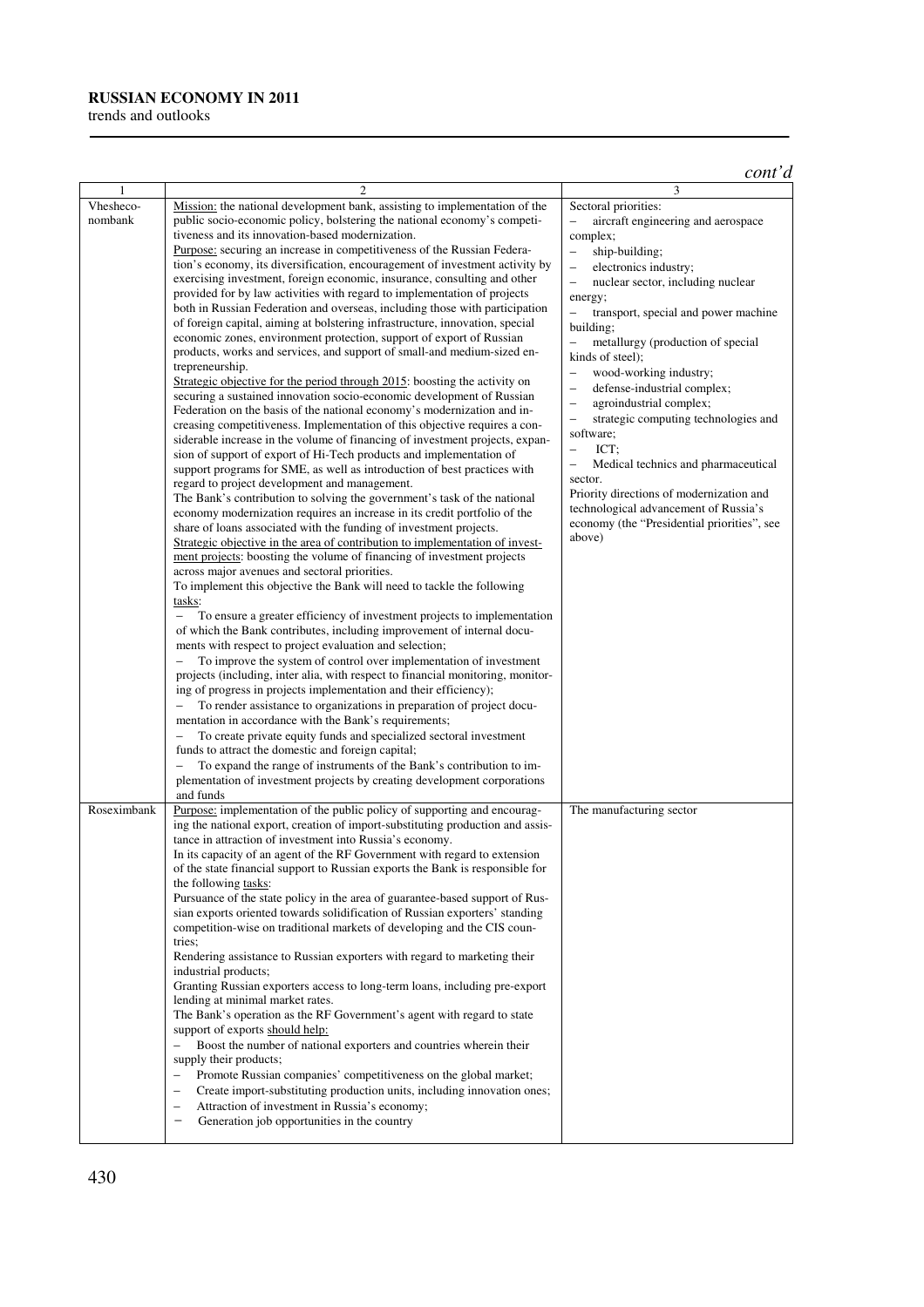*cont'd*

| 1 | 2 | 3 |
|---|---|---|
| Vhesheco-nombank | Mission: the national development bank, assisting to implementation of the public socio-economic policy, bolstering the national economy's competitiveness and its innovation-based modernization.<br>Purpose: securing an increase in competitiveness of the Russian Federation's economy, its diversification, encouragement of investment activity by exercising investment, foreign economic, insurance, consulting and other provided for by law activities with regard to implementation of projects both in Russian Federation and overseas, including those with participation of foreign capital, aiming at bolstering infrastructure, innovation, special economic zones, environment protection, support of export of Russian products, works and services, and support of small-and medium-sized entrepreneurship.<br>Strategic objective for the period through 2015: boosting the activity on securing a sustained innovation socio-economic development of Russian Federation on the basis of the national economy's modernization and increasing competitiveness. Implementation of this objective requires a considerable increase in the volume of financing of investment projects, expansion of support of export of Hi-Tech products and implementation of support programs for SME, as well as introduction of best practices with regard to project development and management.<br>The Bank's contribution to solving the government's task of the national economy modernization requires an increase in its credit portfolio of the share of loans associated with the funding of investment projects.<br>Strategic objective in the area of contribution to implementation of investment projects: boosting the volume of financing of investment projects across major avenues and sectoral priorities.<br>To implement this objective the Bank will need to tackle the following tasks:<br>– To ensure a greater efficiency of investment projects to implementation of which the Bank contributes, including improvement of internal documents with respect to project evaluation and selection;<br>– To improve the system of control over implementation of investment projects (including, inter alia, with respect to financial monitoring, monitoring of progress in projects implementation and their efficiency);<br>– To render assistance to organizations in preparation of project documentation in accordance with the Bank's requirements;<br>– To create private equity funds and specialized sectoral investment funds to attract the domestic and foreign capital;<br>– To expand the range of instruments of the Bank's contribution to implementation of investment projects by creating development corporations and funds | Sectoral priorities:<br>– aircraft engineering and aerospace complex;<br>– ship-building;<br>– electronics industry;<br>– nuclear sector, including nuclear energy;<br>– transport, special and power machine building;<br>– metallurgy (production of special kinds of steel);<br>– wood-working industry;<br>– defense-industrial complex;<br>– agroindustrial complex;<br>– strategic computing technologies and software;<br>– ICT;<br>– Medical technics and pharmaceutical sector.<br>Priority directions of modernization and technological advancement of Russia's economy (the "Presidential priorities", see above) |
| Roseximbank | Purpose: implementation of the public policy of supporting and encouraging the national export, creation of import-substituting production and assistance in attraction of investment into Russia's economy.<br>In its capacity of an agent of the RF Government with regard to extension of the state financial support to Russian exports the Bank is responsible for the following tasks:<br>Pursuance of the state policy in the area of guarantee-based support of Russian exports oriented towards solidification of Russian exporters' standing competition-wise on traditional markets of developing and the CIS countries;<br>Rendering assistance to Russian exporters with regard to marketing their industrial products;<br>Granting Russian exporters access to long-term loans, including pre-export lending at minimal market rates.<br>The Bank's operation as the RF Government's agent with regard to state support of exports should help:<br>– Boost the number of national exporters and countries wherein their supply their products;<br>– Promote Russian companies' competitiveness on the global market;<br>– Create import-substituting production units, including innovation ones;<br>– Attraction of investment in Russia's economy;<br>– Generation job opportunities in the country | The manufacturing sector |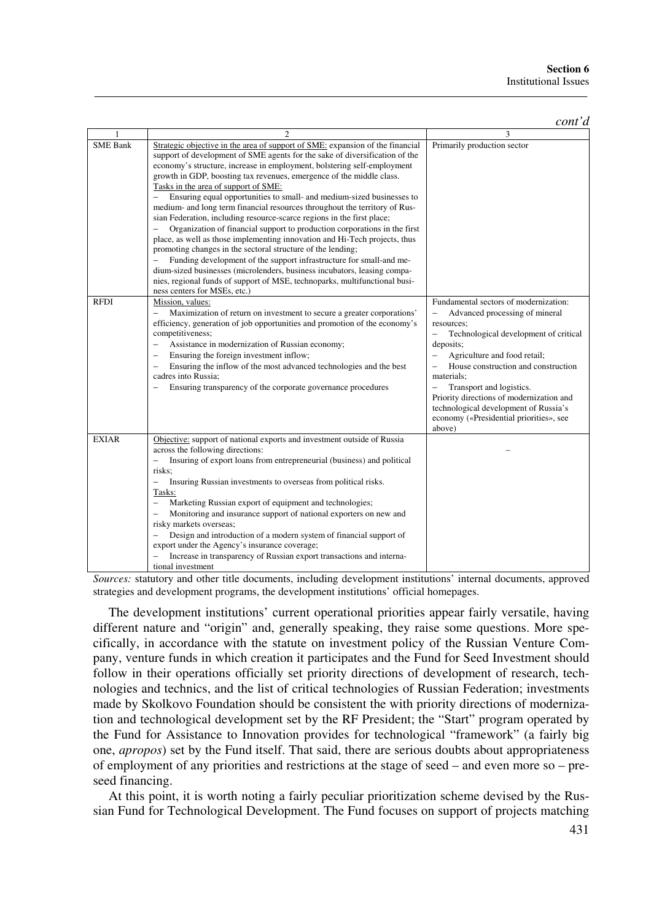*cont'd*

| 1 | 2 | 3 |
|---|---|---|
| SME Bank | Strategic objective in the area of support of SME: expansion of the financial support of development of SME agents for the sake of diversification of the economy's structure, increase in employment, bolstering self-employment growth in GDP, boosting tax revenues, emergence of the middle class.<br>Tasks in the area of support of SME:<br>– Ensuring equal opportunities to small- and medium-sized businesses to medium- and long term financial resources throughout the territory of Russian Federation, including resource-scarce regions in the first place;<br>– Organization of financial support to production corporations in the first place, as well as those implementing innovation and Hi-Tech projects, thus promoting changes in the sectoral structure of the lending;<br>– Funding development of the support infrastructure for small-and medium-sized businesses (microlenders, business incubators, leasing companies, regional funds of support of MSE, technoparks, multifunctional business centers for MSEs, etc.) | Primarily production sector |
| RFDI | Mission, values:<br>– Maximization of return on investment to secure a greater corporations' efficiency, generation of job opportunities and promotion of the economy's competitiveness;<br>– Assistance in modernization of Russian economy;<br>– Ensuring the foreign investment inflow;<br>– Ensuring the inflow of the most advanced technologies and the best cadres into Russia;<br>– Ensuring transparency of the corporate governance procedures | Fundamental sectors of modernization:<br>– Advanced processing of mineral resources;<br>– Technological development of critical deposits;<br>– Agriculture and food retail;<br>– House construction and construction materials;<br>– Transport and logistics.<br>Priority directions of modernization and technological development of Russia's economy («Presidential priorities», see above) |
| EXIAR | Objective: support of national exports and investment outside of Russia across the following directions:<br>– Insuring of export loans from entrepreneurial (business) and political risks;<br>– Insuring Russian investments to overseas from political risks.<br>Tasks:<br>– Marketing Russian export of equipment and technologies;<br>– Monitoring and insurance support of national exporters on new and risky markets overseas;<br>– Design and introduction of a modern system of financial support of export under the Agency's insurance coverage;<br>– Increase in transparency of Russian export transactions and international investment | – |

*Sources:* statutory and other title documents, including development institutions' internal documents, approved strategies and development programs, the development institutions' official homepages.

The development institutions' current operational priorities appear fairly versatile, having different nature and "origin" and, generally speaking, they raise some questions. More specifically, in accordance with the statute on investment policy of the Russian Venture Company, venture funds in which creation it participates and the Fund for Seed Investment should follow in their operations officially set priority directions of development of research, technologies and technics, and the list of critical technologies of Russian Federation; investments made by Skolkovo Foundation should be consistent the with priority directions of modernization and technological development set by the RF President; the "Start" program operated by the Fund for Assistance to Innovation provides for technological "framework" (a fairly big one, *apropos*) set by the Fund itself. That said, there are serious doubts about appropriateness of employment of any priorities and restrictions at the stage of seed – and even more so – pre-seed financing.

At this point, it is worth noting a fairly peculiar prioritization scheme devised by the Russian Fund for Technological Development. The Fund focuses on support of projects matching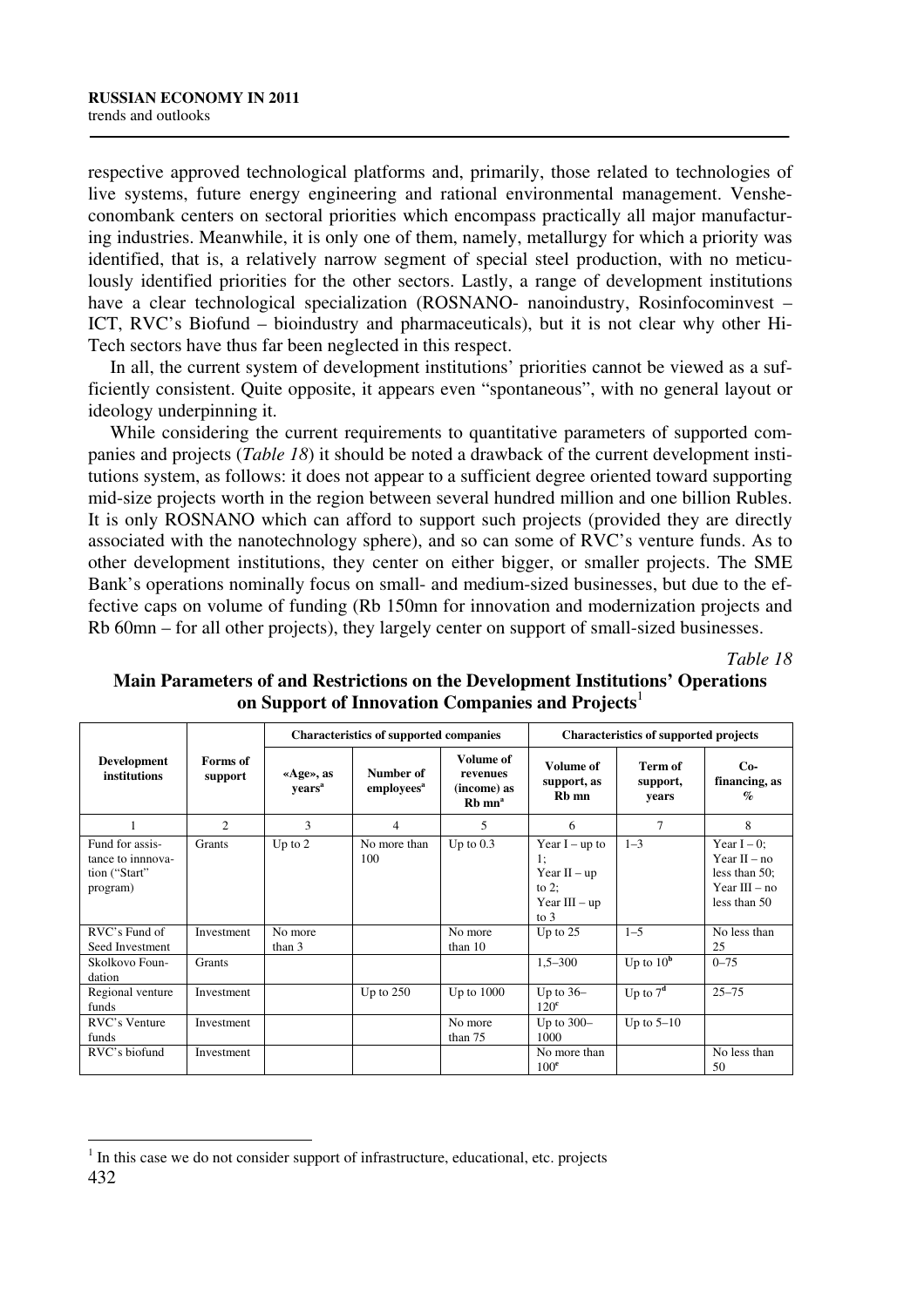respective approved technological platforms and, primarily, those related to technologies of live systems, future energy engineering and rational environmental management. Vnesheconombank centers on sectoral priorities which encompass practically all major manufacturing industries. Meanwhile, it is only one of them, namely, metallurgy for which a priority was identified, that is, a relatively narrow segment of special steel production, with no meticulously identified priorities for the other sectors. Lastly, a range of development institutions have a clear technological specialization (ROSNANO- nanoindustry, Rosinfocominvest – ICT, RVC's Biofund – bioindustry and pharmaceuticals), but it is not clear why other Hi-Tech sectors have thus far been neglected in this respect.

In all, the current system of development institutions' priorities cannot be viewed as a sufficiently consistent. Quite opposite, it appears even "spontaneous", with no general layout or ideology underpinning it.

While considering the current requirements to quantitative parameters of supported companies and projects (*Table 18*) it should be noted a drawback of the current development institutions system, as follows: it does not appear to a sufficient degree oriented toward supporting mid-size projects worth in the region between several hundred million and one billion Rubles. It is only ROSNANO which can afford to support such projects (provided they are directly associated with the nanotechnology sphere), and so can some of RVC's venture funds. As to other development institutions, they center on either bigger, or smaller projects. The SME Bank's operations nominally focus on small- and medium-sized businesses, but due to the effective caps on volume of funding (Rb 150mn for innovation and modernization projects and Rb 60mn – for all other projects), they largely center on support of small-sized businesses.

*Table 18*

**Main Parameters of and Restrictions on the Development Institutions' Operations on Support of Innovation Companies and Projects**[1]

| Development institutions | Forms of support | Characteristics of supported companies | | | Characteristics of supported projects | | |
|---|---|---|---|---|---|---|---|
| | | «Age», as years[a] | Number of employees[a] | Volume of revenues (income) as Rb mn[a] | Volume of support, as Rb mn | Term of support, years | Co-financing, as % |
| 1 | 2 | 3 | 4 | 5 | 6 | 7 | 8 |
| Fund for assistance to innnovation ("Start" program) | Grants | Up to 2 | No more than 100 | Up to 0.3 | Year I – up to 1; Year II – up to 2; Year III – up to 3 | 1–3 | Year I – 0; Year II – no less than 50; Year III – no less than 50 |
| RVC's Fund of Seed Investment | Investment | No more than 3 | | No more than 10 | Up to 25 | 1–5 | No less than 25 |
| Skolkovo Foundation | Grants | | | | 1,5–300 | Up to 10[b] | 0–75 |
| Regional venture funds | Investment | | Up to 250 | Up to 1000 | Up to 36–120[c] | Up to 7[d] | 25–75 |
| RVC's Venture funds | Investment | | | No more than 75 | Up to 300–1000 | Up to 5–10 | |
| RVC's biofund | Investment | | | | No more than 100[e] | | No less than 50 |

[1] In this case we do not consider support of infrastructure, educational, etc. projects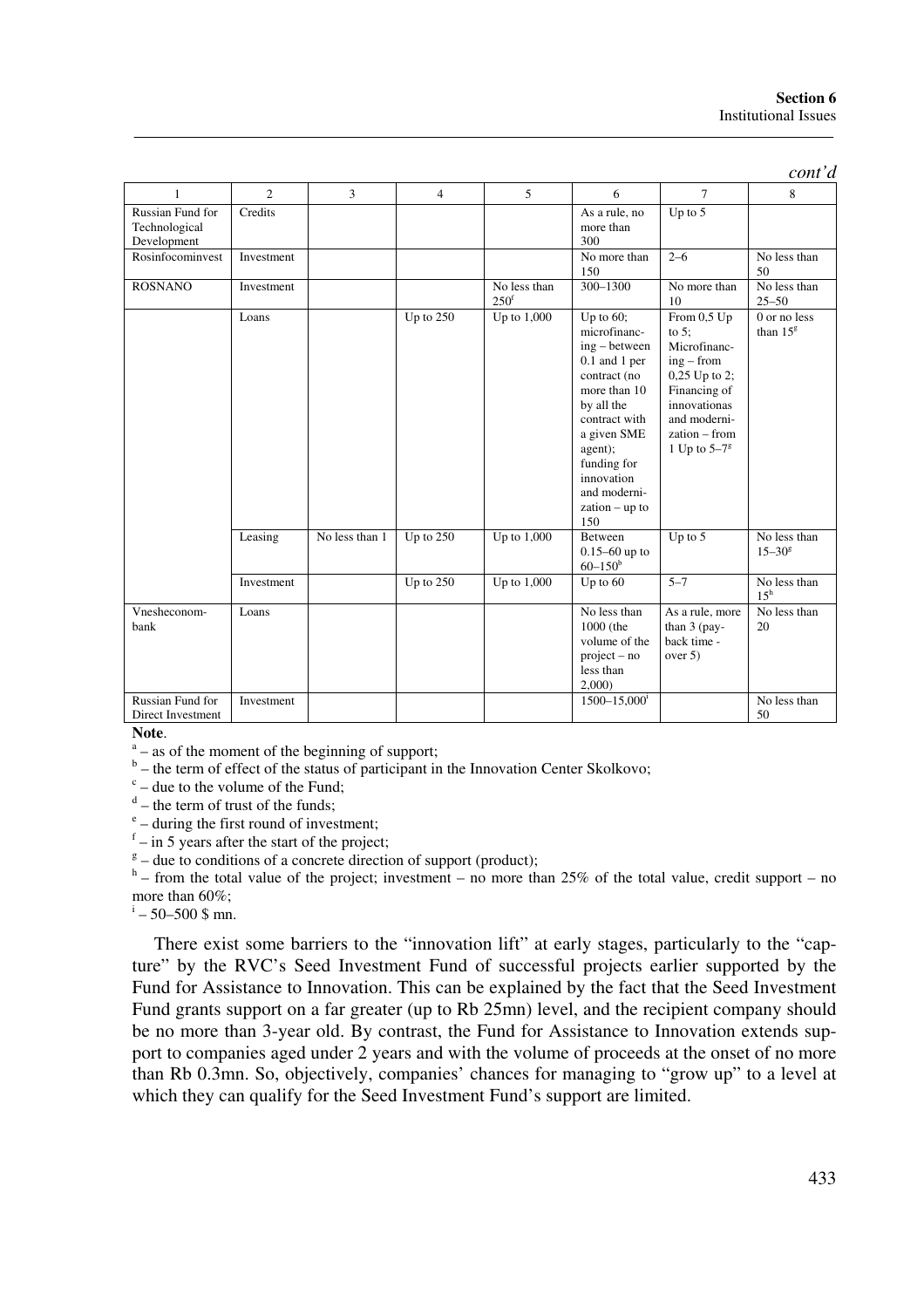*cont'd*

| 1 | 2 | 3 | 4 | 5 | 6 | 7 | 8 |
|---|---|---|---|---|---|---|---|
| Russian Fund for Technological Development | Credits | | | | As a rule, no more than 300 | Up to 5 | |
| Rosinfocominvest | Investment | | | | No more than 150 | 2–6 | No less than 50 |
| ROSNANO | Investment | | | No less than 250[f] | 300–1300 | No more than 10 | No less than 25–50 |
| | Loans | | Up to 250 | Up to 1,000 | Up to 60; microfinancing – between 0.1 and 1 per contract (no more than 10 by all the contract with a given SME agent); funding for innovation and modernization – up to 150 | From 0,5 Up to 5; Microfinancing – from 0,25 Up to 2; Financing of innovationas and modernization – from 1 Up to 5–7[g] | 0 or no less than 15[g] |
| | Leasing | No less than 1 | Up to 250 | Up to 1,000 | Between 0.15–60 up to 60–150[b] | Up to 5 | No less than 15–30[g] |
| | Investment | | Up to 250 | Up to 1,000 | Up to 60 | 5–7 | No less than 15[h] |
| Vnesheconombank | Loans | | | | No less than 1000 (the volume of the project – no less than 2,000) | As a rule, more than 3 (payback time - over 5) | No less than 20 |
| Russian Fund for Direct Investment | Investment | | | | 1500–15,000[i] | | No less than 50 |

**Note**.

[a] – as of the moment of the beginning of support;

[b] – the term of effect of the status of participant in the Innovation Center Skolkovo;

[c] – due to the volume of the Fund;

[d] – the term of trust of the funds;

[e] – during the first round of investment;

[f] – in 5 years after the start of the project;

[g] – due to conditions of a concrete direction of support (product);

[h] – from the total value of the project; investment – no more than 25% of the total value, credit support – no more than 60%;

[i] – 50–500 $ mn.

There exist some barriers to the "innovation lift" at early stages, particularly to the "capture" by the RVC's Seed Investment Fund of successful projects earlier supported by the Fund for Assistance to Innovation. This can be explained by the fact that the Seed Investment Fund grants support on a far greater (up to Rb 25mn) level, and the recipient company should be no more than 3-year old. By contrast, the Fund for Assistance to Innovation extends support to companies aged under 2 years and with the volume of proceeds at the onset of no more than Rb 0.3mn. So, objectively, companies' chances for managing to "grow up" to a level at which they can qualify for the Seed Investment Fund's support are limited.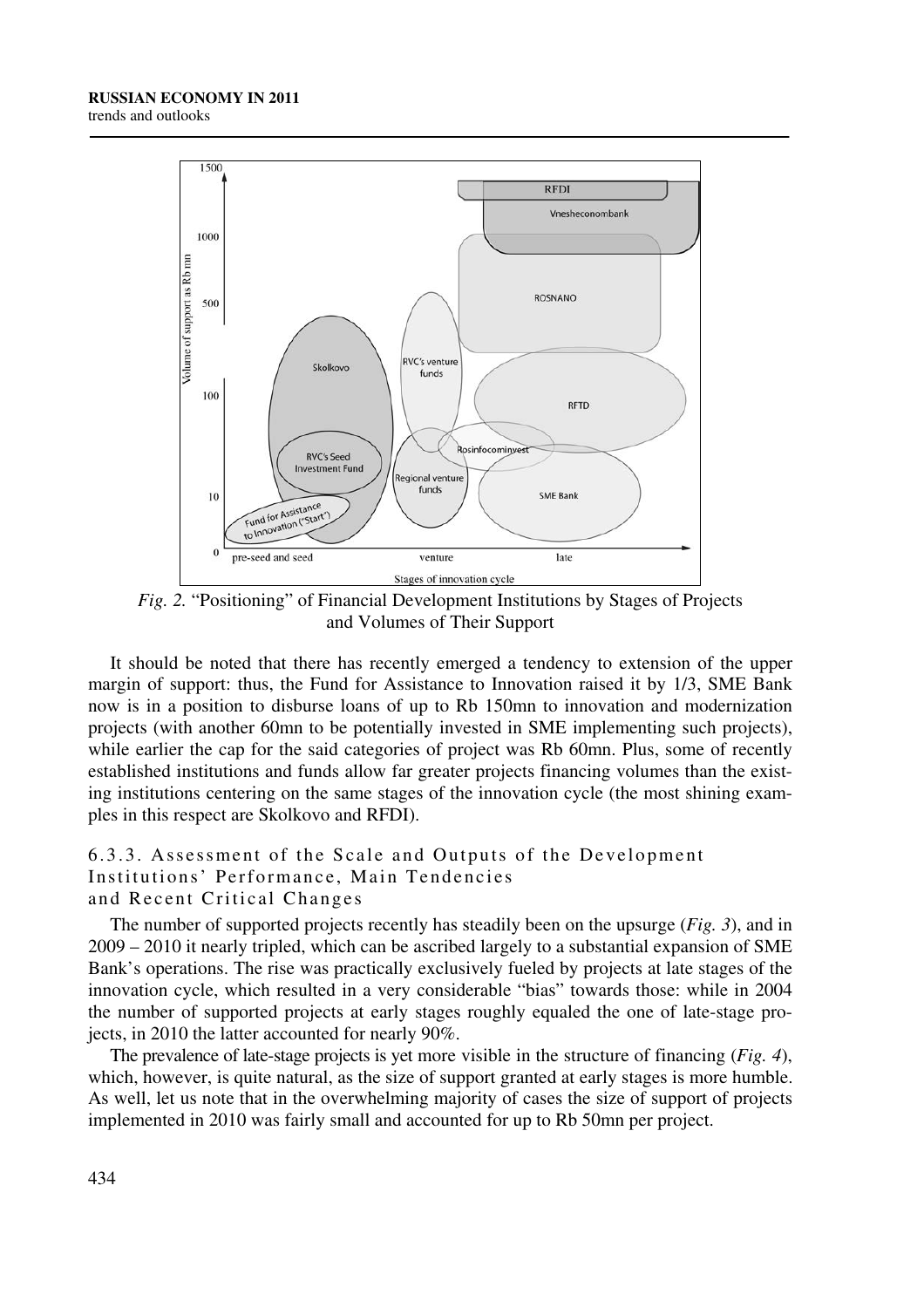*Fig. 2.* "Positioning" of Financial Development Institutions by Stages of Projects and Volumes of Their Support

It should be noted that there has recently emerged a tendency to extension of the upper margin of support: thus, the Fund for Assistance to Innovation raised it by 1/3, SME Bank now is in a position to disburse loans of up to Rb 150mn to innovation and modernization projects (with another 60mn to be potentially invested in SME implementing such projects), while earlier the cap for the said categories of project was Rb 60mn. Plus, some of recently established institutions and funds allow far greater projects financing volumes than the existing institutions centering on the same stages of the innovation cycle (the most shining examples in this respect are Skolkovo and RFDI).

### 6.3.3. Assessment of the Scale and Outputs of the Development Institutions' Performance, Main Tendencies and Recent Critical Changes

The number of supported projects recently has steadily been on the upsurge (*Fig. 3*), and in 2009 – 2010 it nearly tripled, which can be ascribed largely to a substantial expansion of SME Bank's operations. The rise was practically exclusively fueled by projects at late stages of the innovation cycle, which resulted in a very considerable "bias" towards those: while in 2004 the number of supported projects at early stages roughly equaled the one of late-stage projects, in 2010 the latter accounted for nearly 90%.

The prevalence of late-stage projects is yet more visible in the structure of financing (*Fig. 4*), which, however, is quite natural, as the size of support granted at early stages is more humble. As well, let us note that in the overwhelming majority of cases the size of support of projects implemented in 2010 was fairly small and accounted for up to Rb 50mn per project.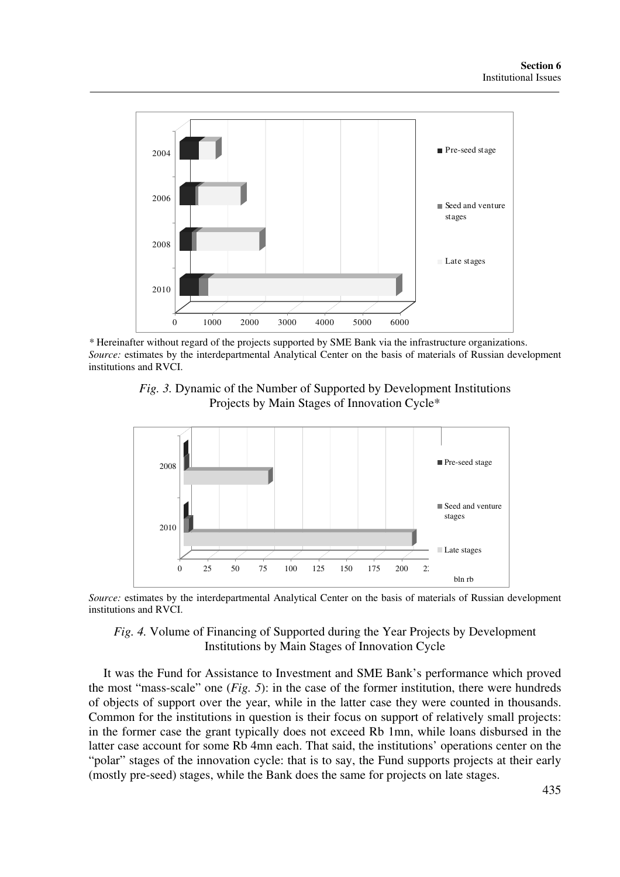\* Hereinafter without regard of the projects supported by SME Bank via the infrastructure organizations.
*Source:* estimates by the interdepartmental Analytical Center on the basis of materials of Russian development institutions and RVCI.

*Fig. 3.* Dynamic of the Number of Supported by Development Institutions Projects by Main Stages of Innovation Cycle*

*Source:* estimates by the interdepartmental Analytical Center on the basis of materials of Russian development institutions and RVCI.

*Fig. 4.* Volume of Financing of Supported during the Year Projects by Development Institutions by Main Stages of Innovation Cycle

It was the Fund for Assistance to Investment and SME Bank's performance which proved the most "mass-scale" one (*Fig. 5*): in the case of the former institution, there were hundreds of objects of support over the year, while in the latter case they were counted in thousands. Common for the institutions in question is their focus on support of relatively small projects: in the former case the grant typically does not exceed Rb 1mn, while loans disbursed in the latter case account for some Rb 4mn each. That said, the institutions' operations center on the "polar" stages of the innovation cycle: that is to say, the Fund supports projects at their early (mostly pre-seed) stages, while the Bank does the same for projects on late stages.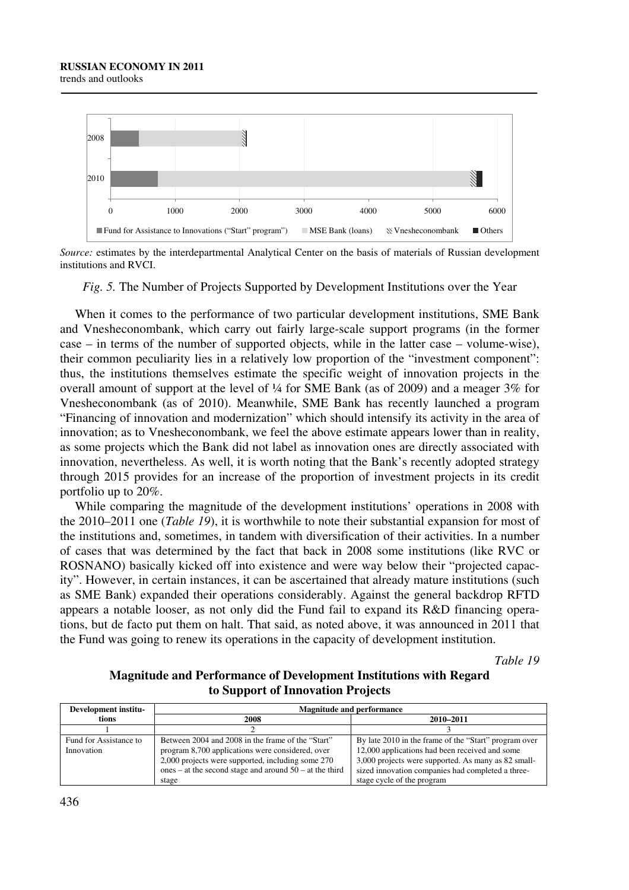*Source:* estimates by the interdepartmental Analytical Center on the basis of materials of Russian development institutions and RVCI.

*Fig. 5.* The Number of Projects Supported by Development Institutions over the Year

When it comes to the performance of two particular development institutions, SME Bank and Vnesheconombank, which carry out fairly large-scale support programs (in the former case – in terms of the number of supported objects, while in the latter case – volume-wise), their common peculiarity lies in a relatively low proportion of the "investment component": thus, the institutions themselves estimate the specific weight of innovation projects in the overall amount of support at the level of ¼ for SME Bank (as of 2009) and a meager 3% for Vnesheconombank (as of 2010). Meanwhile, SME Bank has recently launched a program "Financing of innovation and modernization" which should intensify its activity in the area of innovation; as to Vnesheconombank, we feel the above estimate appears lower than in reality, as some projects which the Bank did not label as innovation ones are directly associated with innovation, nevertheless. As well, it is worth noting that the Bank's recently adopted strategy through 2015 provides for an increase of the proportion of investment projects in its credit portfolio up to 20%.

While comparing the magnitude of the development institutions' operations in 2008 with the 2010–2011 one (*Table 19*), it is worthwhile to note their substantial expansion for most of the institutions and, sometimes, in tandem with diversification of their activities. In a number of cases that was determined by the fact that back in 2008 some institutions (like RVC or ROSNANO) basically kicked off into existence and were way below their "projected capacity". However, in certain instances, it can be ascertained that already mature institutions (such as SME Bank) expanded their operations considerably. Against the general backdrop RFTD appears a notable looser, as not only did the Fund fail to expand its R&D financing operations, but de facto put them on halt. That said, as noted above, it was announced in 2011 that the Fund was going to renew its operations in the capacity of development institution.

*Table 19*

**Magnitude and Performance of Development Institutions with Regard to Support of Innovation Projects**

| Development institutions | Magnitude and performance | |
|---|---|---|
| | 2008 | 2010–2011 |
| 1 | 2 | 3 |
| Fund for Assistance to Innovation | Between 2004 and 2008 in the frame of the "Start" program 8,700 applications were considered, over 2,000 projects were supported, including some 270 ones – at the second stage and around 50 – at the third stage | By late 2010 in the frame of the "Start" program over 12,000 applications had been received and some 3,000 projects were supported. As many as 82 small-sized innovation companies had completed a three-stage cycle of the program |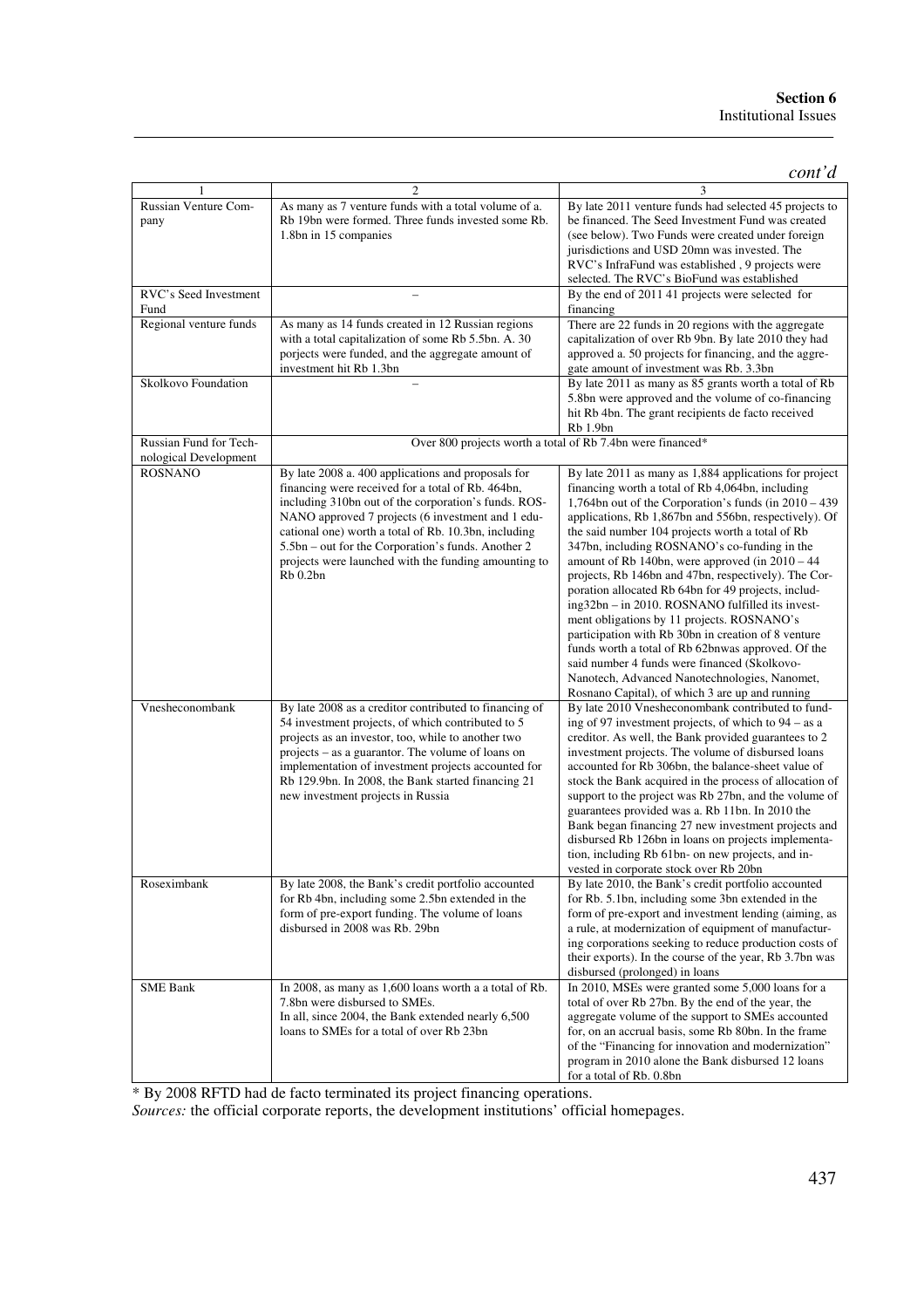*cont'd*

| 1 | 2 | 3 |
|---|---|---|
| Russian Venture Company | As many as 7 venture funds with a total volume of a. Rb 19bn were formed. Three funds invested some Rb. 1.8bn in 15 companies | By late 2011 venture funds had selected 45 projects to be financed. The Seed Investment Fund was created (see below). Two Funds were created under foreign jurisdictions and USD 20mn was invested. The RVC's InfraFund was established , 9 projects were selected. The RVC's BioFund was established |
| RVC's Seed Investment Fund | – | By the end of 2011 41 projects were selected for financing |
| Regional venture funds | As many as 14 funds created in 12 Russian regions with a total capitalization of some Rb 5.5bn. A. 30 porjects were funded, and the aggregate amount of investment hit Rb 1.3bn | There are 22 funds in 20 regions with the aggregate capitalization of over Rb 9bn. By late 2010 they had approved a. 50 projects for financing, and the aggregate amount of investment was Rb. 3.3bn |
| Skolkovo Foundation | – | By late 2011 as many as 85 grants worth a total of Rb 5.8bn were approved and the volume of co-financing hit Rb 4bn. The grant recipients de facto received Rb 1.9bn |
| Russian Fund for Technological Development | Over 800 projects worth a total of Rb 7.4bn were financed* | |
| ROSNANO | By late 2008 a. 400 applications and proposals for financing were received for a total of Rb. 464bn, including 310bn out of the corporation's funds. ROSNANO approved 7 projects (6 investment and 1 educational one) worth a total of Rb. 10.3bn, including 5.5bn – out for the Corporation's funds. Another 2 projects were launched with the funding amounting to Rb 0.2bn | By late 2011 as many as 1,884 applications for project financing worth a total of Rb 4,064bn, including 1,764bn out of the Corporation's funds (in 2010 – 439 applications, Rb 1,867bn and 556bn, respectively). Of the said number 104 projects worth a total of Rb 347bn, including ROSNANO's co-funding in the amount of Rb 140bn, were approved (in 2010 – 44 projects, Rb 146bn and 47bn, respectively). The Corporation allocated Rb 64bn for 49 projects, including32bn – in 2010. ROSNANO fulfilled its investment obligations by 11 projects. ROSNANO's participation with Rb 30bn in creation of 8 venture funds worth a total of Rb 62bnwas approved. Of the said number 4 funds were financed (Skolkovo-Nanotech, Advanced Nanotechnologies, Nanomet, Rosnano Capital), of which 3 are up and running |
| Vnesheconombank | By late 2008 as a creditor contributed to financing of 54 investment projects, of which contributed to 5 projects as an investor, too, while to another two projects – as a guarantor. The volume of loans on implementation of investment projects accounted for Rb 129.9bn. In 2008, the Bank started financing 21 new investment projects in Russia | By late 2010 Vnesheconombank contributed to funding of 97 investment projects, of which to 94 – as a creditor. As well, the Bank provided guarantees to 2 investment projects. The volume of disbursed loans accounted for Rb 306bn, the balance-sheet value of stock the Bank acquired in the process of allocation of support to the project was Rb 27bn, and the volume of guarantees provided was a. Rb 11bn. In 2010 the Bank began financing 27 new investment projects and disbursed Rb 126bn in loans on projects implementation, including Rb 61bn- on new projects, and invested in corporate stock over Rb 20bn |
| Roseximbank | By late 2008, the Bank's credit portfolio accounted for Rb 4bn, including some 2.5bn extended in the form of pre-export funding. The volume of loans disbursed in 2008 was Rb. 29bn | By late 2010, the Bank's credit portfolio accounted for Rb. 5.1bn, including some 3bn extended in the form of pre-export and investment lending (aiming, as a rule, at modernization of equipment of manufacturing corporations seeking to reduce production costs of their exports). In the course of the year, Rb 3.7bn was disbursed (prolonged) in loans |
| SME Bank | In 2008, as many as 1,600 loans worth a a total of Rb. 7.8bn were disbursed to SMEs.<br>In all, since 2004, the Bank extended nearly 6,500 loans to SMEs for a total of over Rb 23bn | In 2010, MSEs were granted some 5,000 loans for a total of over Rb 27bn. By the end of the year, the aggregate volume of the support to SMEs accounted for, on an accrual basis, some Rb 80bn. In the frame of the "Financing for innovation and modernization" program in 2010 alone the Bank disbursed 12 loans for a total of Rb. 0.8bn |

* By 2008 RFTD had de facto terminated its project financing operations.

*Sources:* the official corporate reports, the development institutions' official homepages.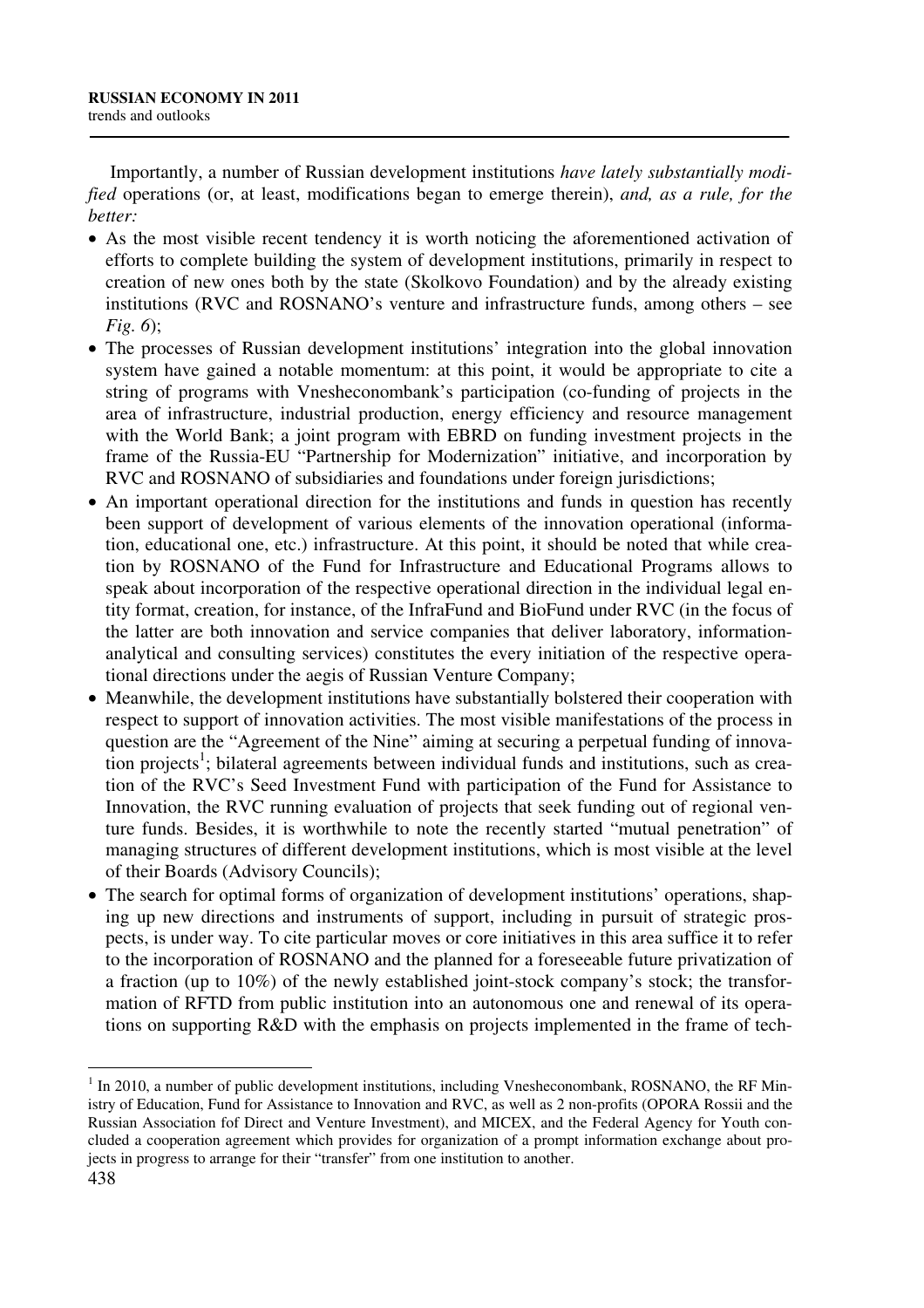Importantly, a number of Russian development institutions *have lately substantially modified* operations (or, at least, modifications began to emerge therein), *and, as a rule, for the better:*

- As the most visible recent tendency it is worth noticing the aforementioned activation of efforts to complete building the system of development institutions, primarily in respect to creation of new ones both by the state (Skolkovo Foundation) and by the already existing institutions (RVC and ROSNANO's venture and infrastructure funds, among others – see *Fig. 6*);
- The processes of Russian development institutions' integration into the global innovation system have gained a notable momentum: at this point, it would be appropriate to cite a string of programs with Vnesheconombank's participation (co-funding of projects in the area of infrastructure, industrial production, energy efficiency and resource management with the World Bank; a joint program with EBRD on funding investment projects in the frame of the Russia-EU "Partnership for Modernization" initiative, and incorporation by RVC and ROSNANO of subsidiaries and foundations under foreign jurisdictions;
- An important operational direction for the institutions and funds in question has recently been support of development of various elements of the innovation operational (information, educational one, etc.) infrastructure. At this point, it should be noted that while creation by ROSNANO of the Fund for Infrastructure and Educational Programs allows to speak about incorporation of the respective operational direction in the individual legal entity format, creation, for instance, of the InfraFund and BioFund under RVC (in the focus of the latter are both innovation and service companies that deliver laboratory, information-analytical and consulting services) constitutes the every initiation of the respective operational directions under the aegis of Russian Venture Company;
- Meanwhile, the development institutions have substantially bolstered their cooperation with respect to support of innovation activities. The most visible manifestations of the process in question are the "Agreement of the Nine" aiming at securing a perpetual funding of innovation projects[1]; bilateral agreements between individual funds and institutions, such as creation of the RVC's Seed Investment Fund with participation of the Fund for Assistance to Innovation, the RVC running evaluation of projects that seek funding out of regional venture funds. Besides, it is worthwhile to note the recently started "mutual penetration" of managing structures of different development institutions, which is most visible at the level of their Boards (Advisory Councils);
- The search for optimal forms of organization of development institutions' operations, shaping up new directions and instruments of support, including in pursuit of strategic prospects, is under way. To cite particular moves or core initiatives in this area suffice it to refer to the incorporation of ROSNANO and the planned for a foreseeable future privatization of a fraction (up to 10%) of the newly established joint-stock company's stock; the transformation of RFTD from public institution into an autonomous one and renewal of its operations on supporting R&D with the emphasis on projects implemented in the frame of tech-

---

[1] In 2010, a number of public development institutions, including Vnesheconombank, ROSNANO, the RF Ministry of Education, Fund for Assistance to Innovation and RVC, as well as 2 non-profits (OPORA Rossii and the Russian Association fof Direct and Venture Investment), and MICEX, and the Federal Agency for Youth concluded a cooperation agreement which provides for organization of a prompt information exchange about projects in progress to arrange for their "transfer" from one institution to another.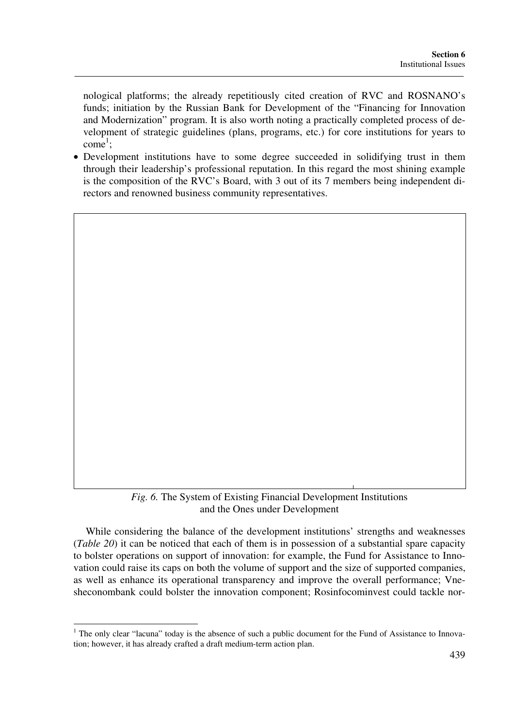nological platforms; the already repetitiously cited creation of RVC and ROSNANO's funds; initiation by the Russian Bank for Development of the "Financing for Innovation and Modernization" program. It is also worth noting a practically completed process of development of strategic guidelines (plans, programs, etc.) for core institutions for years to come[1];

- Development institutions have to some degree succeeded in solidifying trust in them through their leadership's professional reputation. In this regard the most shining example is the composition of the RVC's Board, with 3 out of its 7 members being independent directors and renowned business community representatives.

*Fig. 6.* The System of Existing Financial Development Institutions and the Ones under Development

While considering the balance of the development institutions' strengths and weaknesses (*Table 20*) it can be noticed that each of them is in possession of a substantial spare capacity to bolster operations on support of innovation: for example, the Fund for Assistance to Innovation could raise its caps on both the volume of support and the size of supported companies, as well as enhance its operational transparency and improve the overall performance; Vnesheconombank could bolster the innovation component; Rosinfocominvest could tackle nor-

[1] The only clear "lacuna" today is the absence of such a public document for the Fund of Assistance to Innovation; however, it has already crafted a draft medium-term action plan.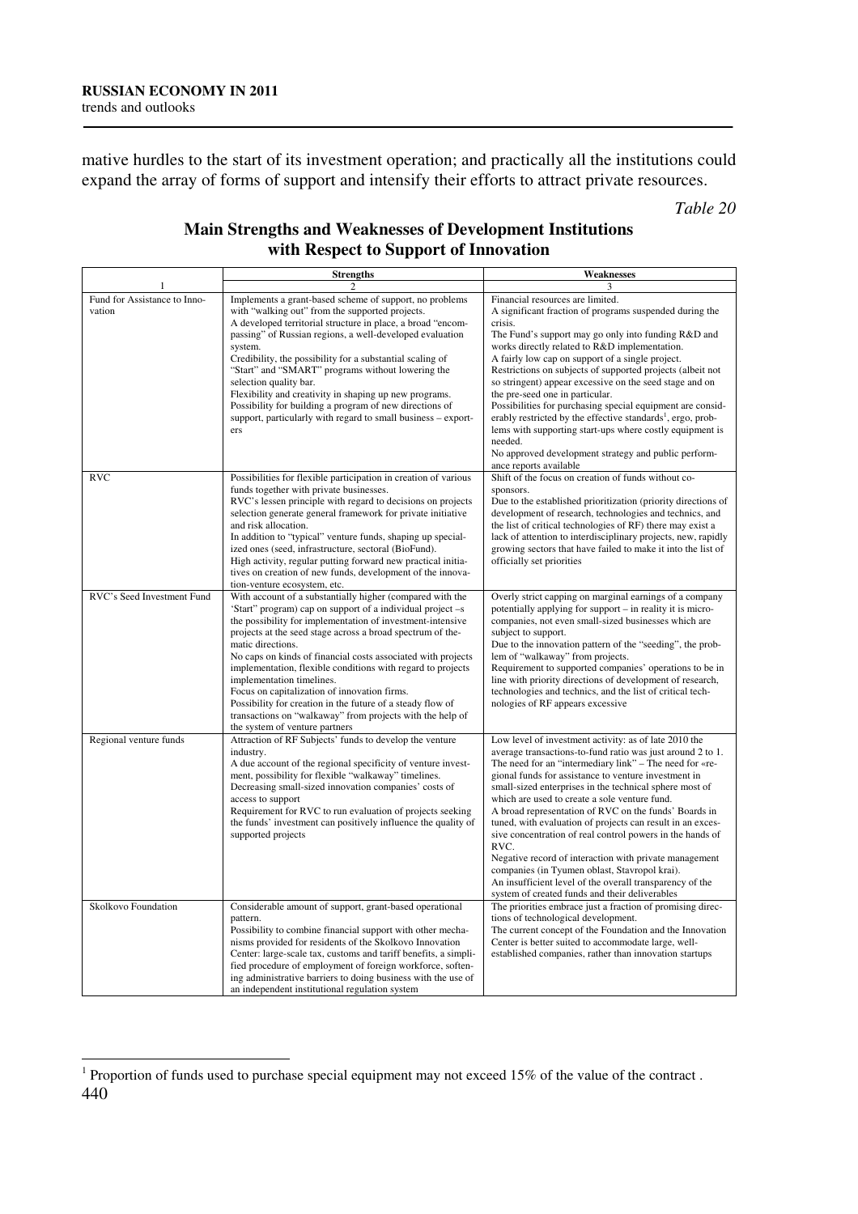mative hurdles to the start of its investment operation; and practically all the institutions could expand the array of forms of support and intensify their efforts to attract private resources.

*Table 20*

**Main Strengths and Weaknesses of Development Institutions with Respect to Support of Innovation**

| | Strengths | Weaknesses |
|---|---|---|
| 1 | 2 | 3 |
| Fund for Assistance to Innovation | Implements a grant-based scheme of support, no problems with "walking out" from the supported projects.<br>A developed territorial structure in place, a broad "encompassing" of Russian regions, a well-developed evaluation system.<br>Credibility, the possibility for a substantial scaling of "Start" and "SMART" programs without lowering the selection quality bar.<br>Flexibility and creativity in shaping up new programs.<br>Possibility for building a program of new directions of support, particularly with regard to small business – exporters | Financial resources are limited.<br>A significant fraction of programs suspended during the crisis.<br>The Fund's support may go only into funding R&D and works directly related to R&D implementation.<br>A fairly low cap on support of a single project.<br>Restrictions on subjects of supported projects (albeit not so stringent) appear excessive on the seed stage and on the pre-seed one in particular.<br>Possibilities for purchasing special equipment are considerably restricted by the effective standards[1], ergo, problems with supporting start-ups where costly equipment is needed.<br>No approved development strategy and public performance reports available |
| RVC | Possibilities for flexible participation in creation of various funds together with private businesses.<br>RVC's lessen principle with regard to decisions on projects selection generate general framework for private initiative and risk allocation.<br>In addition to "typical" venture funds, shaping up specialized ones (seed, infrastructure, sectoral (BioFund).<br>High activity, regular putting forward new practical initiatives on creation of new funds, development of the innovation-venture ecosystem, etc. | Shift of the focus on creation of funds without co-sponsors.<br>Due to the established prioritization (priority directions of development of research, technologies and technics, and the list of critical technologies of RF) there may exist a lack of attention to interdisciplinary projects, new, rapidly growing sectors that have failed to make it into the list of officially set priorities |
| RVC's Seed Investment Fund | With account of a substantially higher (compared with the 'Start" program) cap on support of a individual project –s the possibility for implementation of investment-intensive projects at the seed stage across a broad spectrum of thematic directions.<br>No caps on kinds of financial costs associated with projects implementation, flexible conditions with regard to projects implementation timelines.<br>Focus on capitalization of innovation firms.<br>Possibility for creation in the future of a steady flow of transactions on "walkaway" from projects with the help of the system of venture partners | Overly strict capping on marginal earnings of a company potentially applying for support – in reality it is micro-companies, not even small-sized businesses which are subject to support.<br>Due to the innovation pattern of the "seeding", the problem of "walkaway" from projects.<br>Requirement to supported companies' operations to be in line with priority directions of development of research, technologies and technics, and the list of critical technologies of RF appears excessive |
| Regional venture funds | Attraction of RF Subjects' funds to develop the venture industry.<br>A due account of the regional specificity of venture investment, possibility for flexible "walkaway" timelines.<br>Decreasing small-sized innovation companies' costs of access to support<br>Requirement for RVC to run evaluation of projects seeking the funds' investment can positively influence the quality of supported projects | Low level of investment activity: as of late 2010 the average transactions-to-fund ratio was just around 2 to 1.<br>The need for an "intermediary link" – The need for «regional funds for assistance to venture investment in small-sized enterprises in the technical sphere most of which are used to create a sole venture fund.<br>A broad representation of RVC on the funds' Boards in tuned, with evaluation of projects can result in an excessive concentration of real control powers in the hands of RVC.<br>Negative record of interaction with private management companies (in Tyumen oblast, Stavropol krai).<br>An insufficient level of the overall transparency of the system of created funds and their deliverables |
| Skolkovo Foundation | Considerable amount of support, grant-based operational pattern.<br>Possibility to combine financial support with other mechanisms provided for residents of the Skolkovo Innovation Center: large-scale tax, customs and tariff benefits, a simplified procedure of employment of foreign workforce, softening administrative barriers to doing business with the use of an independent institutional regulation system | The priorities embrace just a fraction of promising directions of technological development.<br>The current concept of the Foundation and the Innovation Center is better suited to accommodate large, well-established companies, rather than innovation startups |

[1] Proportion of funds used to purchase special equipment may not exceed 15% of the value of the contract .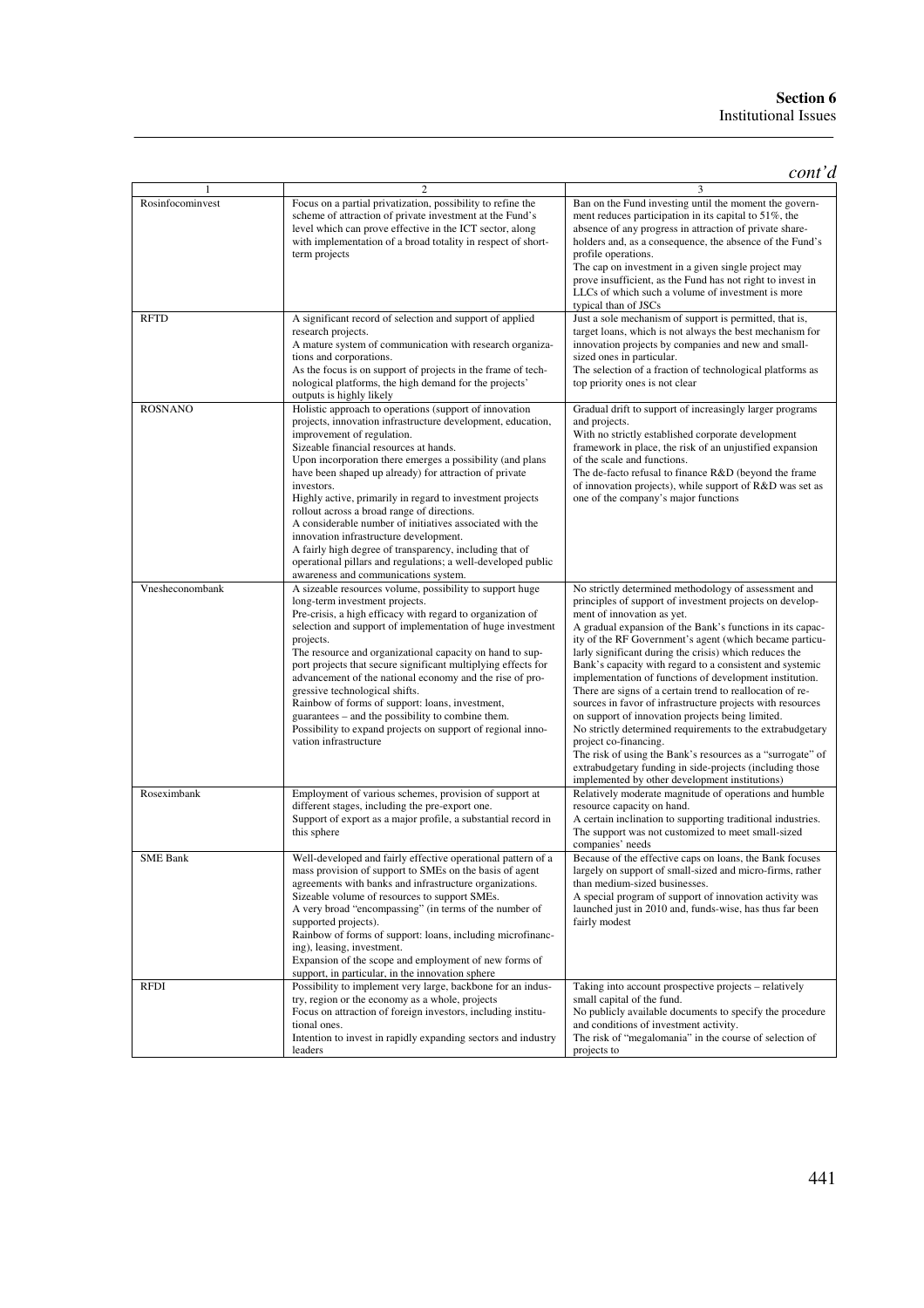*cont'd*

| 1 | 2 | 3 |
|---|---|---|
| Rosinfocominvest | Focus on a partial privatization, possibility to refine the scheme of attraction of private investment at the Fund's level which can prove effective in the ICT sector, along with implementation of a broad totality in respect of short-term projects | Ban on the Fund investing until the moment the government reduces participation in its capital to 51%, the absence of any progress in attraction of private shareholders and, as a consequence, the absence of the Fund's profile operations.<br>The cap on investment in a given single project may prove insufficient, as the Fund has not right to invest in LLCs of which such a volume of investment is more typical than of JSCs |
| RFTD | A significant record of selection and support of applied research projects.<br>A mature system of communication with research organizations and corporations.<br>As the focus is on support of projects in the frame of technological platforms, the high demand for the projects' outputs is highly likely | Just a sole mechanism of support is permitted, that is, target loans, which is not always the best mechanism for innovation projects by companies and new and small-sized ones in particular.<br>The selection of a fraction of technological platforms as top priority ones is not clear |
| ROSNANO | Holistic approach to operations (support of innovation projects, innovation infrastructure development, education, improvement of regulation.<br>Sizeable financial resources at hands.<br>Upon incorporation there emerges a possibility (and plans have been shaped up already) for attraction of private investors.<br>Highly active, primarily in regard to investment projects rollout across a broad range of directions.<br>A considerable number of initiatives associated with the innovation infrastructure development.<br>A fairly high degree of transparency, including that of operational pillars and regulations; a well-developed public awareness and communications system. | Gradual drift to support of increasingly larger programs and projects.<br>With no strictly established corporate development framework in place, the risk of an unjustified expansion of the scale and functions.<br>The de-facto refusal to finance R&D (beyond the frame of innovation projects), while support of R&D was set as one of the company's major functions |
| Vnesheconombank | A sizeable resources volume, possibility to support huge long-term investment projects.<br>Pre-crisis, a high efficacy with regard to organization of selection and support of implementation of huge investment projects.<br>The resource and organizational capacity on hand to support projects that secure significant multiplying effects for advancement of the national economy and the rise of progressive technological shifts.<br>Rainbow of forms of support: loans, investment, guarantees – and the possibility to combine them.<br>Possibility to expand projects on support of regional innovation infrastructure | No strictly determined methodology of assessment and principles of support of investment projects on development of innovation as yet.<br>A gradual expansion of the Bank's functions in its capacity of the RF Government's agent (which became particularly significant during the crisis) which reduces the Bank's capacity with regard to a consistent and systemic implementation of functions of development institution.<br>There are signs of a certain trend to reallocation of resources in favor of infrastructure projects with resources on support of innovation projects being limited.<br>No strictly determined requirements to the extrabudgetary project co-financing.<br>The risk of using the Bank's resources as a "surrogate" of extrabudgetary funding in side-projects (including those implemented by other development institutions) |
| Roseximbank | Employment of various schemes, provision of support at different stages, including the pre-export one.<br>Support of export as a major profile, a substantial record in this sphere | Relatively moderate magnitude of operations and humble resource capacity on hand.<br>A certain inclination to supporting traditional industries.<br>The support was not customized to meet small-sized companies' needs |
| SME Bank | Well-developed and fairly effective operational pattern of a mass provision of support to SMEs on the basis of agent agreements with banks and infrastructure organizations.<br>Sizeable volume of resources to support SMEs.<br>A very broad "encompassing" (in terms of the number of supported projects).<br>Rainbow of forms of support: loans, including microfinancing), leasing, investment.<br>Expansion of the scope and employment of new forms of support, in particular, in the innovation sphere | Because of the effective caps on loans, the Bank focuses largely on support of small-sized and micro-firms, rather than medium-sized businesses.<br>A special program of support of innovation activity was launched just in 2010 and, funds-wise, has thus far been fairly modest |
| RFDI | Possibility to implement very large, backbone for an industry, region or the economy as a whole, projects<br>Focus on attraction of foreign investors, including institutional ones.<br>Intention to invest in rapidly expanding sectors and industry leaders | Taking into account prospective projects – relatively small capital of the fund.<br>No publicly available documents to specify the procedure and conditions of investment activity.<br>The risk of "megalomania" in the course of selection of projects to |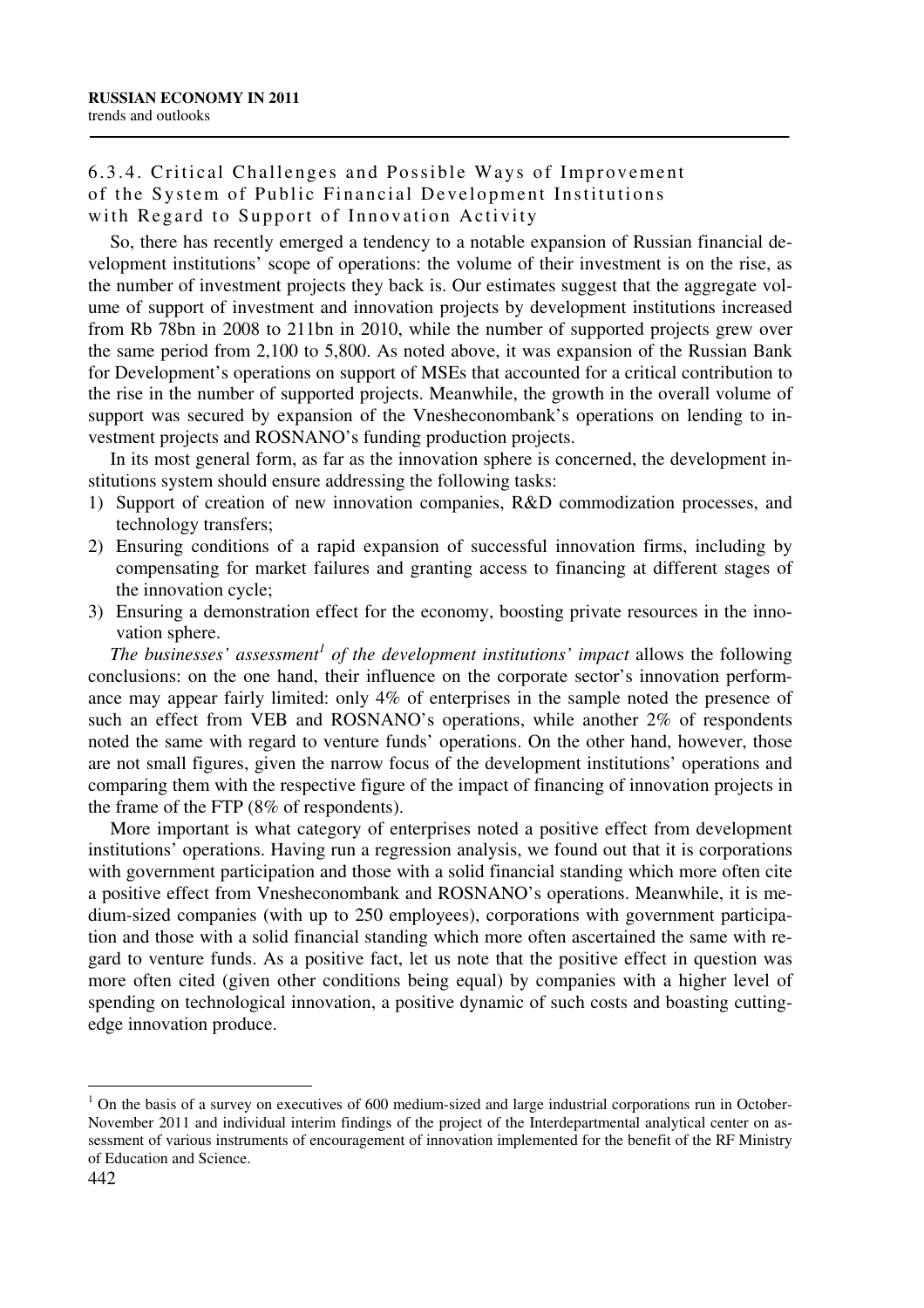### 6.3.4. Critical Challenges and Possible Ways of Improvement of the System of Public Financial Development Institutions with Regard to Support of Innovation Activity

So, there has recently emerged a tendency to a notable expansion of Russian financial development institutions' scope of operations: the volume of their investment is on the rise, as the number of investment projects they back is. Our estimates suggest that the aggregate volume of support of investment and innovation projects by development institutions increased from Rb 78bn in 2008 to 211bn in 2010, while the number of supported projects grew over the same period from 2,100 to 5,800. As noted above, it was expansion of the Russian Bank for Development's operations on support of MSEs that accounted for a critical contribution to the rise in the number of supported projects. Meanwhile, the growth in the overall volume of support was secured by expansion of the Vnesheconombank's operations on lending to investment projects and ROSNANO's funding production projects.

In its most general form, as far as the innovation sphere is concerned, the development institutions system should ensure addressing the following tasks:

1) Support of creation of new innovation companies, R&D commodization processes, and technology transfers;
2) Ensuring conditions of a rapid expansion of successful innovation firms, including by compensating for market failures and granting access to financing at different stages of the innovation cycle;
3) Ensuring a demonstration effect for the economy, boosting private resources in the innovation sphere.

*The businesses' assessment*[1] *of the development institutions' impact* allows the following conclusions: on the one hand, their influence on the corporate sector's innovation performance may appear fairly limited: only 4% of enterprises in the sample noted the presence of such an effect from VEB and ROSNANO's operations, while another 2% of respondents noted the same with regard to venture funds' operations. On the other hand, however, those are not small figures, given the narrow focus of the development institutions' operations and comparing them with the respective figure of the impact of financing of innovation projects in the frame of the FTP (8% of respondents).

More important is what category of enterprises noted a positive effect from development institutions' operations. Having run a regression analysis, we found out that it is corporations with government participation and those with a solid financial standing which more often cite a positive effect from Vnesheconombank and ROSNANO's operations. Meanwhile, it is medium-sized companies (with up to 250 employees), corporations with government participation and those with a solid financial standing which more often ascertained the same with regard to venture funds. As a positive fact, let us note that the positive effect in question was more often cited (given other conditions being equal) by companies with a higher level of spending on technological innovation, a positive dynamic of such costs and boasting cutting-edge innovation produce.

---

[1] On the basis of a survey on executives of 600 medium-sized and large industrial corporations run in October-November 2011 and individual interim findings of the project of the Interdepartmental analytical center on assessment of various instruments of encouragement of innovation implemented for the benefit of the RF Ministry of Education and Science.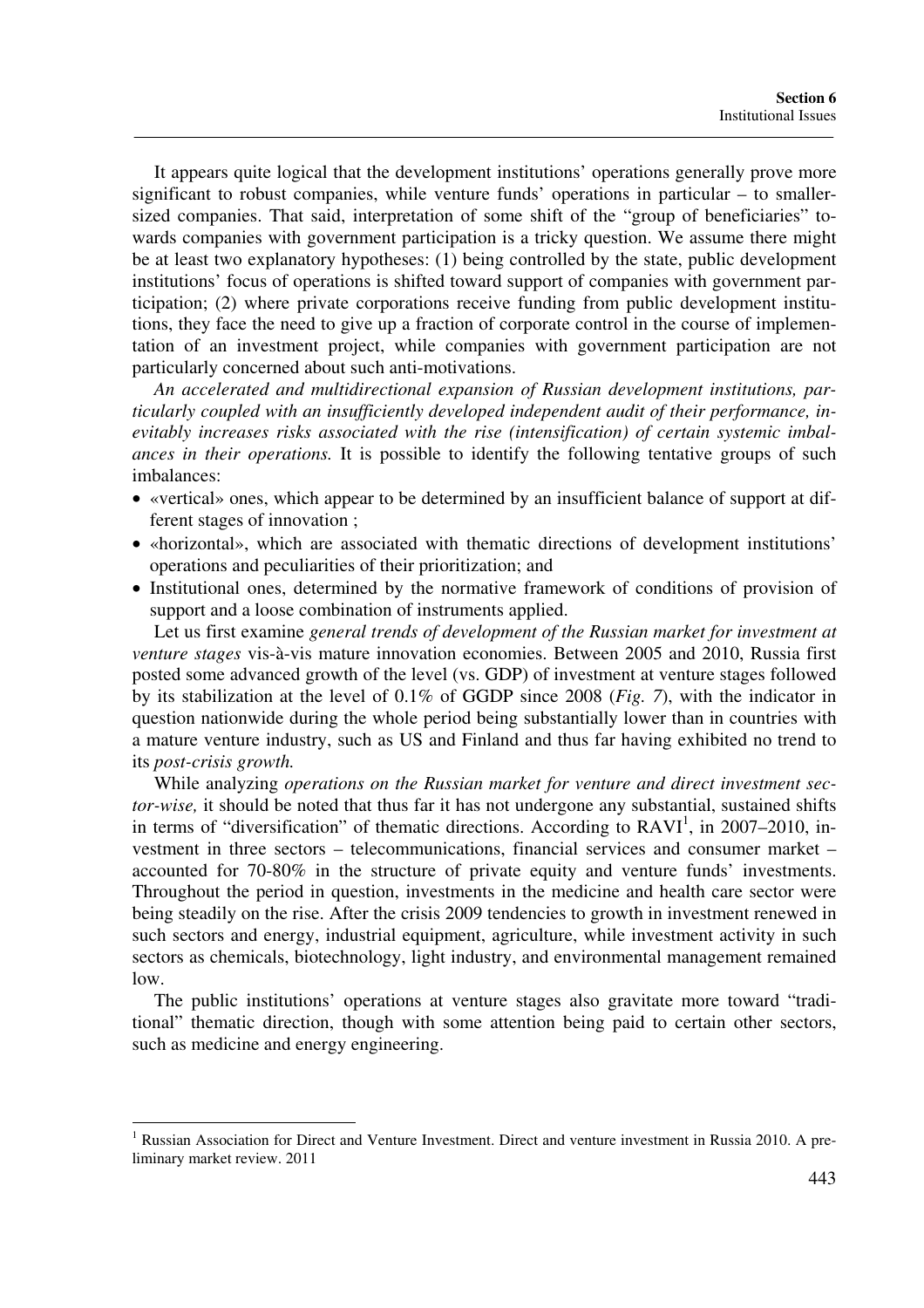It appears quite logical that the development institutions' operations generally prove more significant to robust companies, while venture funds' operations in particular – to smaller-sized companies. That said, interpretation of some shift of the "group of beneficiaries" towards companies with government participation is a tricky question. We assume there might be at least two explanatory hypotheses: (1) being controlled by the state, public development institutions' focus of operations is shifted toward support of companies with government participation; (2) where private corporations receive funding from public development institutions, they face the need to give up a fraction of corporate control in the course of implementation of an investment project, while companies with government participation are not particularly concerned about such anti-motivations.

*An accelerated and multidirectional expansion of Russian development institutions, particularly coupled with an insufficiently developed independent audit of their performance, inevitably increases risks associated with the rise (intensification) of certain systemic imbalances in their operations.* It is possible to identify the following tentative groups of such imbalances:

- «vertical» ones, which appear to be determined by an insufficient balance of support at different stages of innovation ;
- «horizontal», which are associated with thematic directions of development institutions' operations and peculiarities of their prioritization; and
- Institutional ones, determined by the normative framework of conditions of provision of support and a loose combination of instruments applied.

Let us first examine *general trends of development of the Russian market for investment at venture stages* vis-à-vis mature innovation economies. Between 2005 and 2010, Russia first posted some advanced growth of the level (vs. GDP) of investment at venture stages followed by its stabilization at the level of 0.1% of GGDP since 2008 (*Fig. 7*), with the indicator in question nationwide during the whole period being substantially lower than in countries with a mature venture industry, such as US and Finland and thus far having exhibited no trend to its *post-crisis growth.*

While analyzing *operations on the Russian market for venture and direct investment sector-wise,* it should be noted that thus far it has not undergone any substantial, sustained shifts in terms of "diversification" of thematic directions. According to RAVI[1], in 2007–2010, investment in three sectors – telecommunications, financial services and consumer market – accounted for 70-80% in the structure of private equity and venture funds' investments. Throughout the period in question, investments in the medicine and health care sector were being steadily on the rise. After the crisis 2009 tendencies to growth in investment renewed in such sectors and energy, industrial equipment, agriculture, while investment activity in such sectors as chemicals, biotechnology, light industry, and environmental management remained low.

The public institutions' operations at venture stages also gravitate more toward "traditional" thematic direction, though with some attention being paid to certain other sectors, such as medicine and energy engineering.

---

[1] Russian Association for Direct and Venture Investment. Direct and venture investment in Russia 2010. A preliminary market review. 2011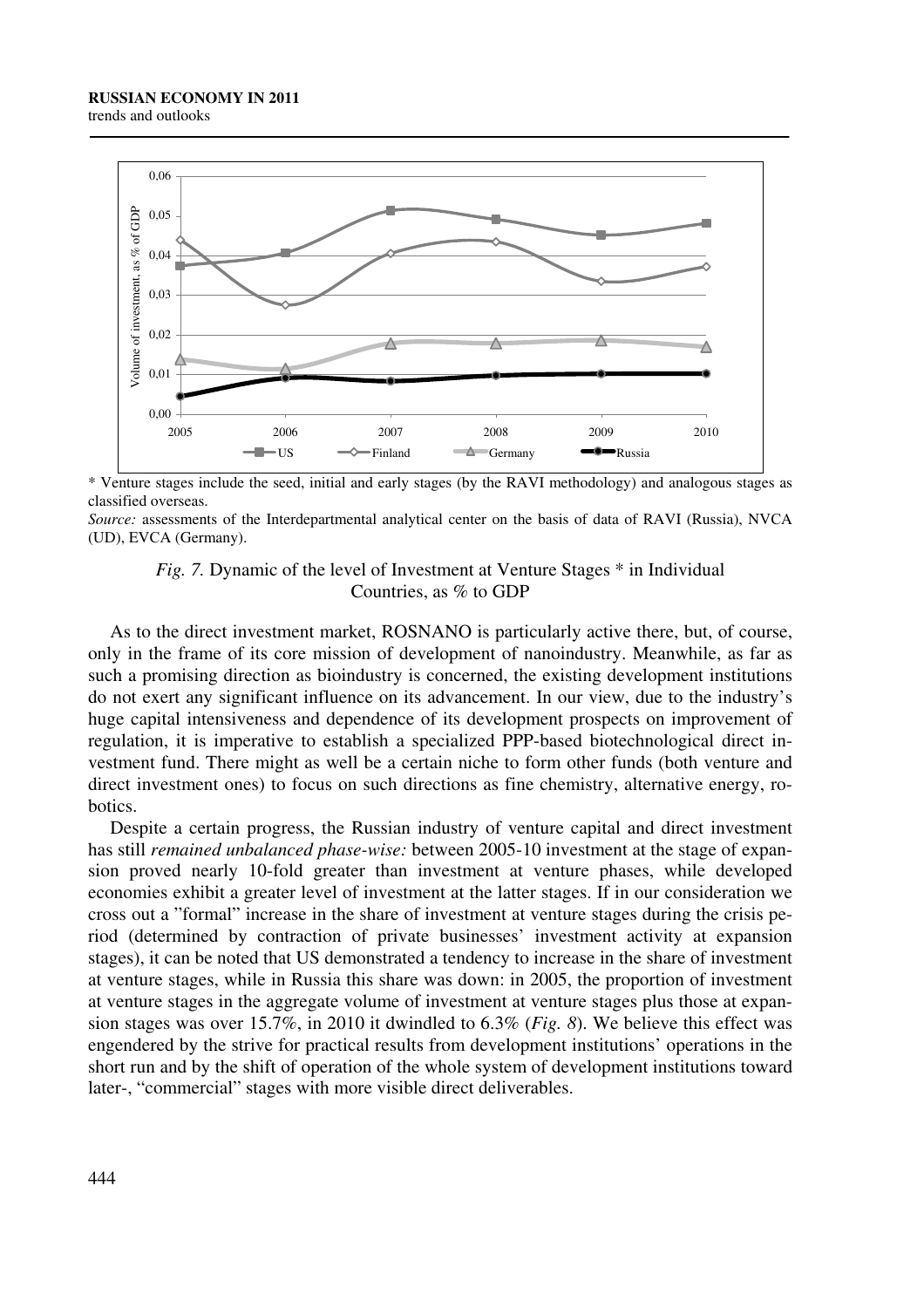\* Venture stages include the seed, initial and early stages (by the RAVI methodology) and analogous stages as classified overseas.

*Source:* assessments of the Interdepartmental analytical center on the basis of data of RAVI (Russia), NVCA (UD), EVCA (Germany).

*Fig. 7.* Dynamic of the level of Investment at Venture Stages \* in Individual Countries, as % to GDP

As to the direct investment market, ROSNANO is particularly active there, but, of course, only in the frame of its core mission of development of nanoindustry. Meanwhile, as far as such a promising direction as bioindustry is concerned, the existing development institutions do not exert any significant influence on its advancement. In our view, due to the industry's huge capital intensiveness and dependence of its development prospects on improvement of regulation, it is imperative to establish a specialized PPP-based biotechnological direct investment fund. There might as well be a certain niche to form other funds (both venture and direct investment ones) to focus on such directions as fine chemistry, alternative energy, robotics.

Despite a certain progress, the Russian industry of venture capital and direct investment has still *remained unbalanced phase-wise:* between 2005-10 investment at the stage of expansion proved nearly 10-fold greater than investment at venture phases, while developed economies exhibit a greater level of investment at the latter stages. If in our consideration we cross out a "formal" increase in the share of investment at venture stages during the crisis period (determined by contraction of private businesses' investment activity at expansion stages), it can be noted that US demonstrated a tendency to increase in the share of investment at venture stages, while in Russia this share was down: in 2005, the proportion of investment at venture stages in the aggregate volume of investment at venture stages plus those at expansion stages was over 15.7%, in 2010 it dwindled to 6.3% (*Fig. 8*). We believe this effect was engendered by the strive for practical results from development institutions' operations in the short run and by the shift of operation of the whole system of development institutions toward later-, "commercial" stages with more visible direct deliverables.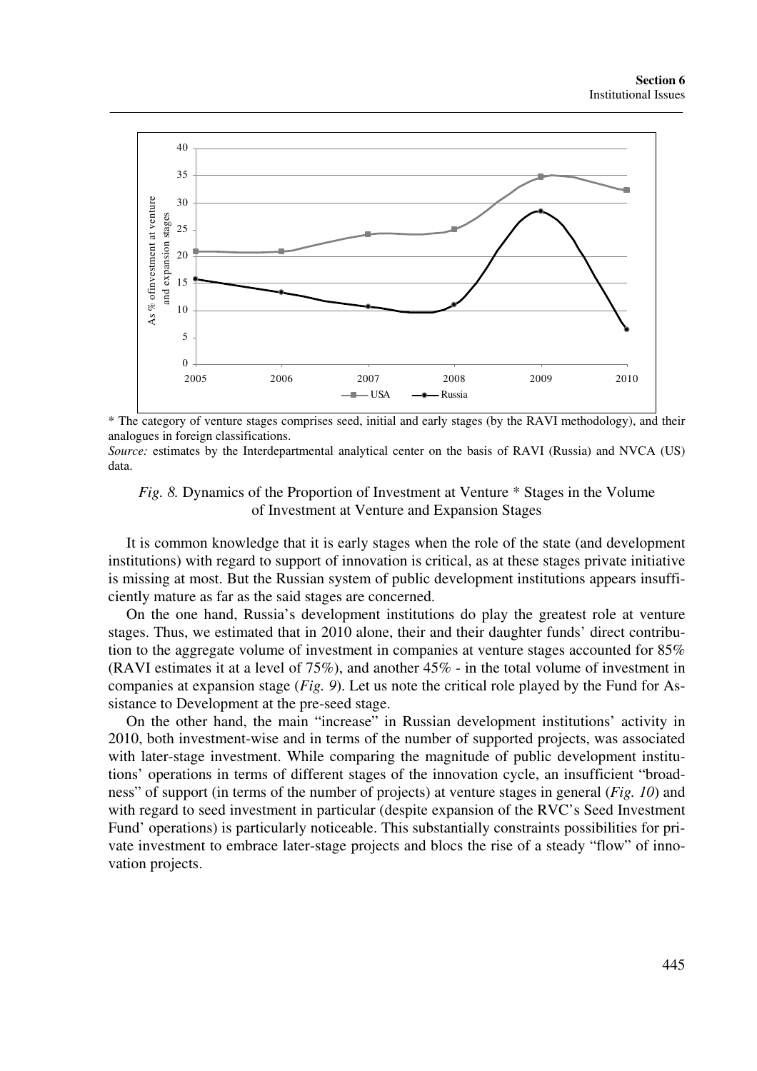\* The category of venture stages comprises seed, initial and early stages (by the RAVI methodology), and their analogues in foreign classifications.

*Source:* estimates by the Interdepartmental analytical center on the basis of RAVI (Russia) and NVCA (US) data.

*Fig. 8.* Dynamics of the Proportion of Investment at Venture * Stages in the Volume of Investment at Venture and Expansion Stages

It is common knowledge that it is early stages when the role of the state (and development institutions) with regard to support of innovation is critical, as at these stages private initiative is missing at most. But the Russian system of public development institutions appears insufficiently mature as far as the said stages are concerned.

On the one hand, Russia's development institutions do play the greatest role at venture stages. Thus, we estimated that in 2010 alone, their and their daughter funds' direct contribution to the aggregate volume of investment in companies at venture stages accounted for 85% (RAVI estimates it at a level of 75%), and another 45% - in the total volume of investment in companies at expansion stage (*Fig. 9*). Let us note the critical role played by the Fund for Assistance to Development at the pre-seed stage.

On the other hand, the main "increase" in Russian development institutions' activity in 2010, both investment-wise and in terms of the number of supported projects, was associated with later-stage investment. While comparing the magnitude of public development institutions' operations in terms of different stages of the innovation cycle, an insufficient "broadness" of support (in terms of the number of projects) at venture stages in general (*Fig. 10*) and with regard to seed investment in particular (despite expansion of the RVC's Seed Investment Fund' operations) is particularly noticeable. This substantially constraints possibilities for private investment to embrace later-stage projects and blocs the rise of a steady "flow" of innovation projects.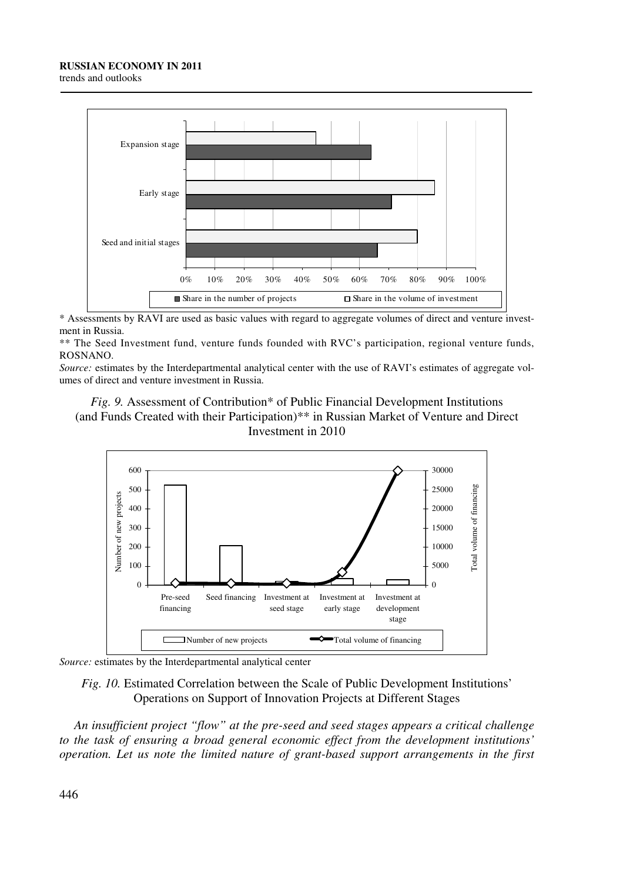\* Assessments by RAVI are used as basic values with regard to aggregate volumes of direct and venture investment in Russia.

\*\* The Seed Investment fund, venture funds founded with RVC's participation, regional venture funds, ROSNANO.

*Source:* estimates by the Interdepartmental analytical center with the use of RAVI's estimates of aggregate volumes of direct and venture investment in Russia.

*Fig. 9.* Assessment of Contribution* of Public Financial Development Institutions (and Funds Created with their Participation)** in Russian Market of Venture and Direct Investment in 2010

*Source:* estimates by the Interdepartmental analytical center

*Fig. 10.* Estimated Correlation between the Scale of Public Development Institutions' Operations on Support of Innovation Projects at Different Stages

*An insufficient project "flow" at the pre-seed and seed stages appears a critical challenge to the task of ensuring a broad general economic effect from the development institutions' operation. Let us note the limited nature of grant-based support arrangements in the first*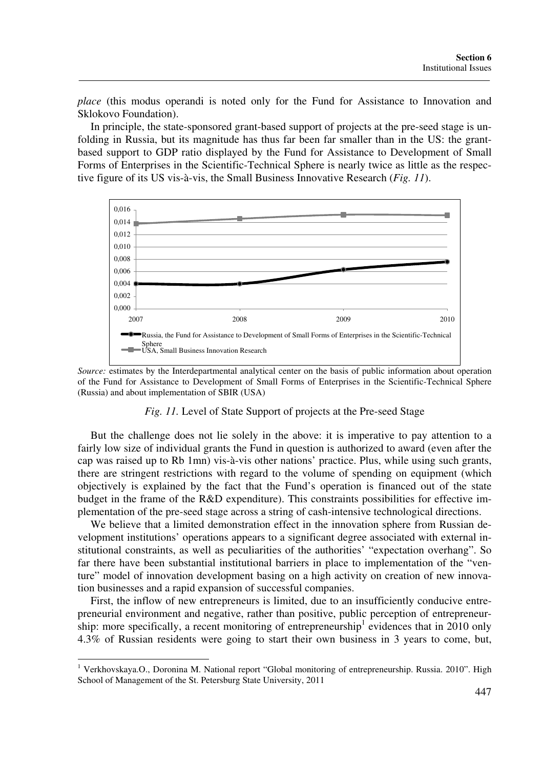*place* (this modus operandi is noted only for the Fund for Assistance to Innovation and Sklokovo Foundation).

In principle, the state-sponsored grant-based support of projects at the pre-seed stage is unfolding in Russia, but its magnitude has thus far been far smaller than in the US: the grant-based support to GDP ratio displayed by the Fund for Assistance to Development of Small Forms of Enterprises in the Scientific-Technical Sphere is nearly twice as little as the respective figure of its US vis-à-vis, the Small Business Innovative Research (*Fig. 11*).

*Source:* estimates by the Interdepartmental analytical center on the basis of public information about operation of the Fund for Assistance to Development of Small Forms of Enterprises in the Scientific-Technical Sphere (Russia) and about implementation of SBIR (USA)

*Fig. 11.* Level of State Support of projects at the Pre-seed Stage

But the challenge does not lie solely in the above: it is imperative to pay attention to a fairly low size of individual grants the Fund in question is authorized to award (even after the cap was raised up to Rb 1mn) vis-à-vis other nations' practice. Plus, while using such grants, there are stringent restrictions with regard to the volume of spending on equipment (which objectively is explained by the fact that the Fund's operation is financed out of the state budget in the frame of the R&D expenditure). This constraints possibilities for effective implementation of the pre-seed stage across a string of cash-intensive technological directions.

We believe that a limited demonstration effect in the innovation sphere from Russian development institutions' operations appears to a significant degree associated with external institutional constraints, as well as peculiarities of the authorities' "expectation overhang". So far there have been substantial institutional barriers in place to implementation of the "venture" model of innovation development basing on a high activity on creation of new innovation businesses and a rapid expansion of successful companies.

First, the inflow of new entrepreneurs is limited, due to an insufficiently conducive entrepreneurial environment and negative, rather than positive, public perception of entrepreneurship: more specifically, a recent monitoring of entrepreneurship[1] evidences that in 2010 only 4.3% of Russian residents were going to start their own business in 3 years to come, but,

[1] Verkhovskaya.O., Doronina M. National report "Global monitoring of entrepreneurship. Russia. 2010". High School of Management of the St. Petersburg State University, 2011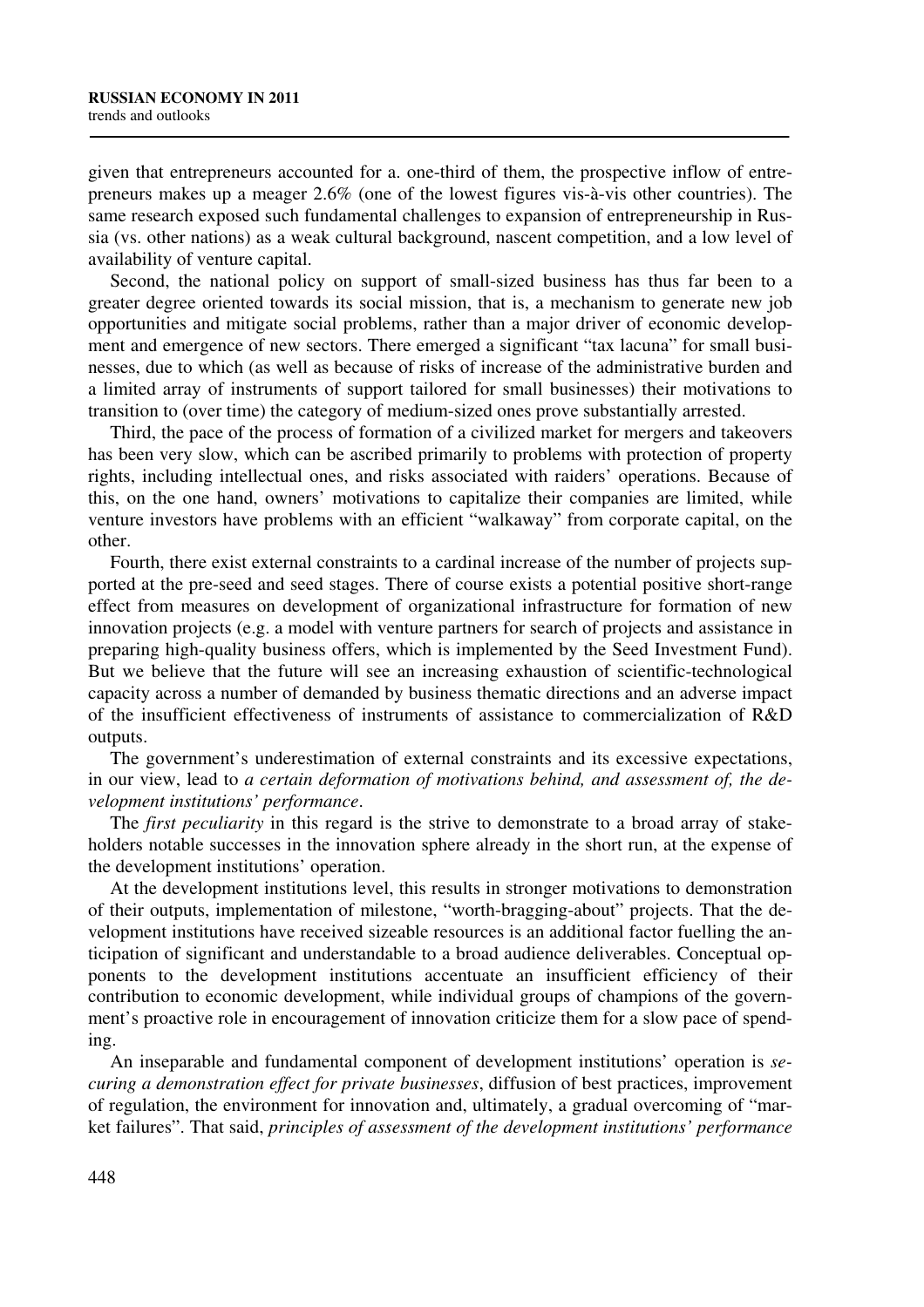given that entrepreneurs accounted for a. one-third of them, the prospective inflow of entrepreneurs makes up a meager 2.6% (one of the lowest figures vis-à-vis other countries). The same research exposed such fundamental challenges to expansion of entrepreneurship in Russia (vs. other nations) as a weak cultural background, nascent competition, and a low level of availability of venture capital.

Second, the national policy on support of small-sized business has thus far been to a greater degree oriented towards its social mission, that is, a mechanism to generate new job opportunities and mitigate social problems, rather than a major driver of economic development and emergence of new sectors. There emerged a significant "tax lacuna" for small businesses, due to which (as well as because of risks of increase of the administrative burden and a limited array of instruments of support tailored for small businesses) their motivations to transition to (over time) the category of medium-sized ones prove substantially arrested.

Third, the pace of the process of formation of a civilized market for mergers and takeovers has been very slow, which can be ascribed primarily to problems with protection of property rights, including intellectual ones, and risks associated with raiders' operations. Because of this, on the one hand, owners' motivations to capitalize their companies are limited, while venture investors have problems with an efficient "walkaway" from corporate capital, on the other.

Fourth, there exist external constraints to a cardinal increase of the number of projects supported at the pre-seed and seed stages. There of course exists a potential positive short-range effect from measures on development of organizational infrastructure for formation of new innovation projects (e.g. a model with venture partners for search of projects and assistance in preparing high-quality business offers, which is implemented by the Seed Investment Fund). But we believe that the future will see an increasing exhaustion of scientific-technological capacity across a number of demanded by business thematic directions and an adverse impact of the insufficient effectiveness of instruments of assistance to commercialization of R&D outputs.

The government's underestimation of external constraints and its excessive expectations, in our view, lead to *a certain deformation of motivations behind, and assessment of, the development institutions' performance*.

The *first peculiarity* in this regard is the strive to demonstrate to a broad array of stakeholders notable successes in the innovation sphere already in the short run, at the expense of the development institutions' operation.

At the development institutions level, this results in stronger motivations to demonstration of their outputs, implementation of milestone, "worth-bragging-about" projects. That the development institutions have received sizeable resources is an additional factor fuelling the anticipation of significant and understandable to a broad audience deliverables. Conceptual opponents to the development institutions accentuate an insufficient efficiency of their contribution to economic development, while individual groups of champions of the government's proactive role in encouragement of innovation criticize them for a slow pace of spending.

An inseparable and fundamental component of development institutions' operation is *securing a demonstration effect for private businesses*, diffusion of best practices, improvement of regulation, the environment for innovation and, ultimately, a gradual overcoming of "market failures". That said, *principles of assessment of the development institutions' performance*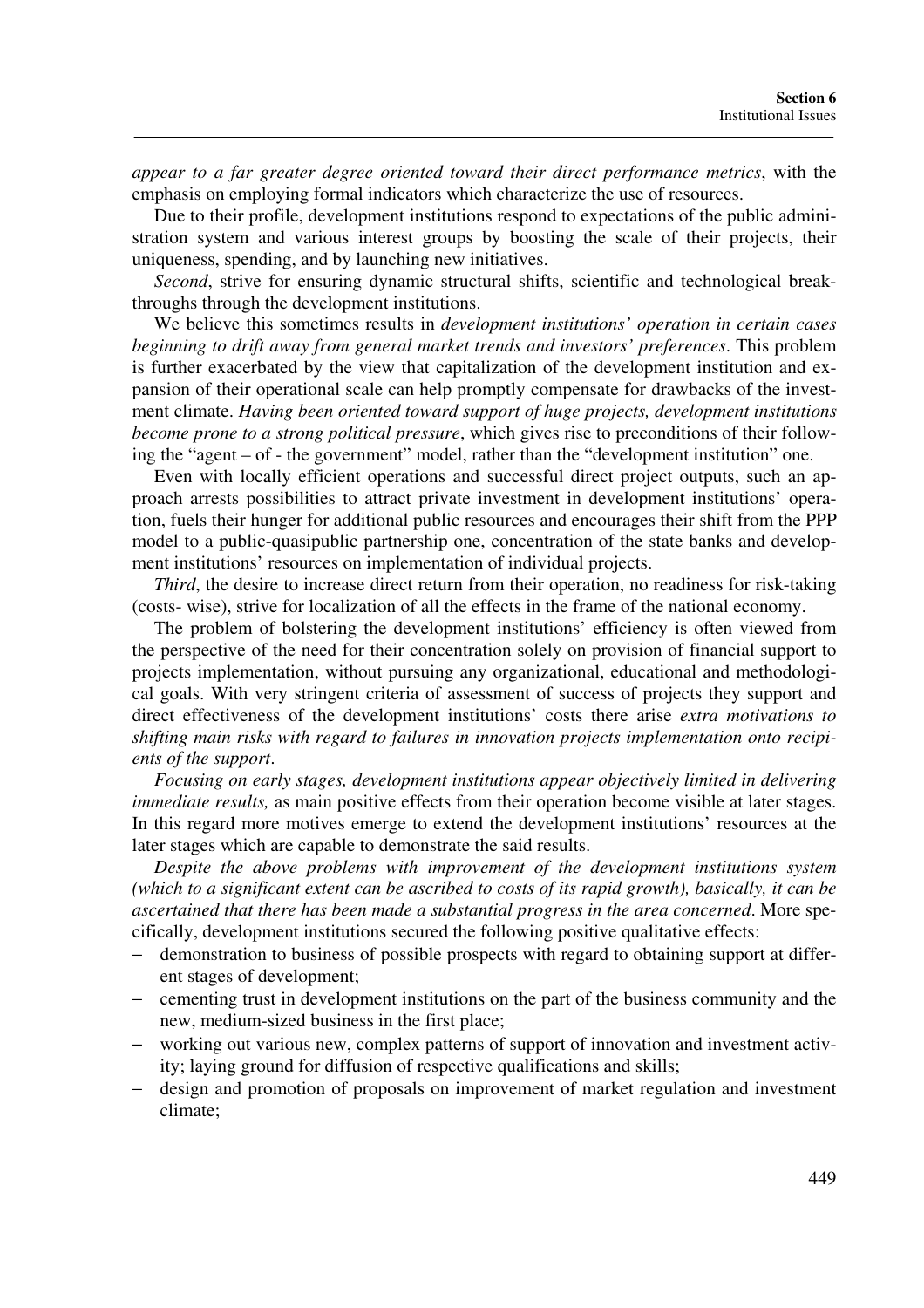*appear to a far greater degree oriented toward their direct performance metrics*, with the emphasis on employing formal indicators which characterize the use of resources.

Due to their profile, development institutions respond to expectations of the public administration system and various interest groups by boosting the scale of their projects, their uniqueness, spending, and by launching new initiatives.

*Second*, strive for ensuring dynamic structural shifts, scientific and technological breakthroughs through the development institutions.

We believe this sometimes results in *development institutions' operation in certain cases beginning to drift away from general market trends and investors' preferences*. This problem is further exacerbated by the view that capitalization of the development institution and expansion of their operational scale can help promptly compensate for drawbacks of the investment climate. *Having been oriented toward support of huge projects, development institutions become prone to a strong political pressure*, which gives rise to preconditions of their following the "agent – of - the government" model, rather than the "development institution" one.

Even with locally efficient operations and successful direct project outputs, such an approach arrests possibilities to attract private investment in development institutions' operation, fuels their hunger for additional public resources and encourages their shift from the PPP model to a public-quasipublic partnership one, concentration of the state banks and development institutions' resources on implementation of individual projects.

*Third*, the desire to increase direct return from their operation, no readiness for risk-taking (costs- wise), strive for localization of all the effects in the frame of the national economy.

The problem of bolstering the development institutions' efficiency is often viewed from the perspective of the need for their concentration solely on provision of financial support to projects implementation, without pursuing any organizational, educational and methodological goals. With very stringent criteria of assessment of success of projects they support and direct effectiveness of the development institutions' costs there arise *extra motivations to shifting main risks with regard to failures in innovation projects implementation onto recipients of the support*.

*Focusing on early stages, development institutions appear objectively limited in delivering immediate results,* as main positive effects from their operation become visible at later stages. In this regard more motives emerge to extend the development institutions' resources at the later stages which are capable to demonstrate the said results.

*Despite the above problems with improvement of the development institutions system (which to a significant extent can be ascribed to costs of its rapid growth), basically, it can be ascertained that there has been made a substantial progress in the area concerned*. More specifically, development institutions secured the following positive qualitative effects:

- demonstration to business of possible prospects with regard to obtaining support at different stages of development;
- cementing trust in development institutions on the part of the business community and the new, medium-sized business in the first place;
- working out various new, complex patterns of support of innovation and investment activity; laying ground for diffusion of respective qualifications and skills;
- design and promotion of proposals on improvement of market regulation and investment climate;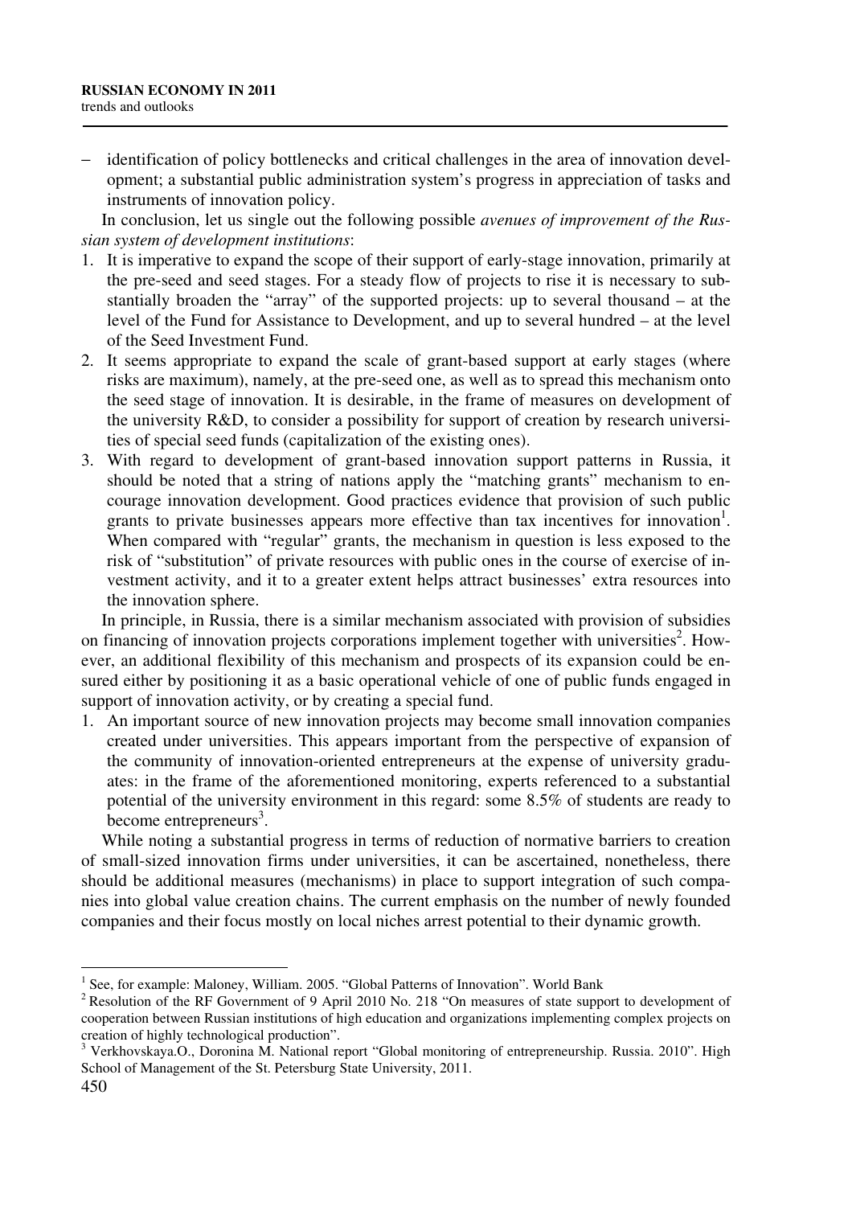– identification of policy bottlenecks and critical challenges in the area of innovation development; a substantial public administration system's progress in appreciation of tasks and instruments of innovation policy.

In conclusion, let us single out the following possible *avenues of improvement of the Russian system of development institutions*:

1. It is imperative to expand the scope of their support of early-stage innovation, primarily at the pre-seed and seed stages. For a steady flow of projects to rise it is necessary to substantially broaden the "array" of the supported projects: up to several thousand – at the level of the Fund for Assistance to Development, and up to several hundred – at the level of the Seed Investment Fund.
2. It seems appropriate to expand the scale of grant-based support at early stages (where risks are maximum), namely, at the pre-seed one, as well as to spread this mechanism onto the seed stage of innovation. It is desirable, in the frame of measures on development of the university R&D, to consider a possibility for support of creation by research universities of special seed funds (capitalization of the existing ones).
3. With regard to development of grant-based innovation support patterns in Russia, it should be noted that a string of nations apply the "matching grants" mechanism to encourage innovation development. Good practices evidence that provision of such public grants to private businesses appears more effective than tax incentives for innovation[1]. When compared with "regular" grants, the mechanism in question is less exposed to the risk of "substitution" of private resources with public ones in the course of exercise of investment activity, and it to a greater extent helps attract businesses' extra resources into the innovation sphere.

In principle, in Russia, there is a similar mechanism associated with provision of subsidies on financing of innovation projects corporations implement together with universities[2]. However, an additional flexibility of this mechanism and prospects of its expansion could be ensured either by positioning it as a basic operational vehicle of one of public funds engaged in support of innovation activity, or by creating a special fund.

1. An important source of new innovation projects may become small innovation companies created under universities. This appears important from the perspective of expansion of the community of innovation-oriented entrepreneurs at the expense of university graduates: in the frame of the aforementioned monitoring, experts referenced to a substantial potential of the university environment in this regard: some 8.5% of students are ready to become entrepreneurs[3].

While noting a substantial progress in terms of reduction of normative barriers to creation of small-sized innovation firms under universities, it can be ascertained, nonetheless, there should be additional measures (mechanisms) in place to support integration of such companies into global value creation chains. The current emphasis on the number of newly founded companies and their focus mostly on local niches arrest potential to their dynamic growth.

---

[1] See, for example: Maloney, William. 2005. "Global Patterns of Innovation". World Bank

[2] Resolution of the RF Government of 9 April 2010 No. 218 "On measures of state support to development of cooperation between Russian institutions of high education and organizations implementing complex projects on creation of highly technological production".

[3] Verkhovskaya.O., Doronina M. National report "Global monitoring of entrepreneurship. Russia. 2010". High School of Management of the St. Petersburg State University, 2011.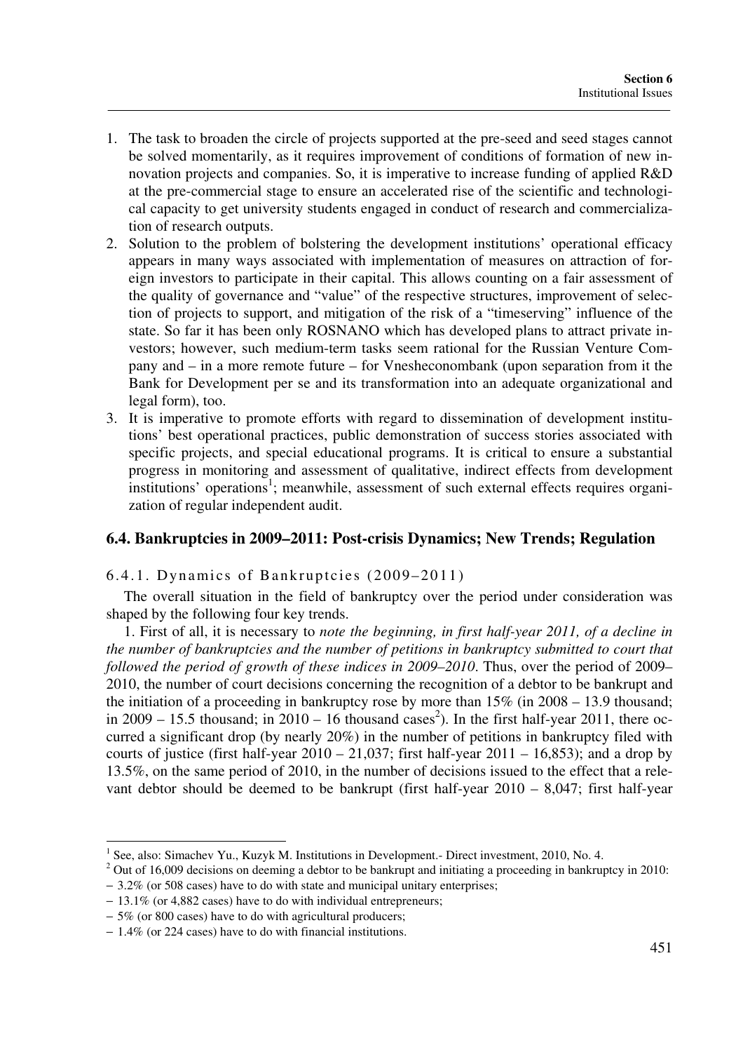1. The task to broaden the circle of projects supported at the pre-seed and seed stages cannot be solved momentarily, as it requires improvement of conditions of formation of new innovation projects and companies. So, it is imperative to increase funding of applied R&D at the pre-commercial stage to ensure an accelerated rise of the scientific and technological capacity to get university students engaged in conduct of research and commercialization of research outputs.
2. Solution to the problem of bolstering the development institutions' operational efficacy appears in many ways associated with implementation of measures on attraction of foreign investors to participate in their capital. This allows counting on a fair assessment of the quality of governance and "value" of the respective structures, improvement of selection of projects to support, and mitigation of the risk of a "timeserving" influence of the state. So far it has been only ROSNANO which has developed plans to attract private investors; however, such medium-term tasks seem rational for the Russian Venture Company and – in a more remote future – for Vnesheconombank (upon separation from it the Bank for Development per se and its transformation into an adequate organizational and legal form), too.
3. It is imperative to promote efforts with regard to dissemination of development institutions' best operational practices, public demonstration of success stories associated with specific projects, and special educational programs. It is critical to ensure a substantial progress in monitoring and assessment of qualitative, indirect effects from development institutions' operations[1]; meanwhile, assessment of such external effects requires organization of regular independent audit.

## 6.4. Bankruptcies in 2009–2011: Post-crisis Dynamics; New Trends; Regulation

### 6.4.1. Dynamics of Bankruptcies (2009–2011)

The overall situation in the field of bankruptcy over the period under consideration was shaped by the following four key trends.

1. First of all, it is necessary to *note the beginning, in first half-year 2011, of a decline in the number of bankruptcies and the number of petitions in bankruptcy submitted to court that followed the period of growth of these indices in 2009–2010*. Thus, over the period of 2009–2010, the number of court decisions concerning the recognition of a debtor to be bankrupt and the initiation of a proceeding in bankruptcy rose by more than 15% (in 2008 – 13.9 thousand; in 2009 – 15.5 thousand; in 2010 – 16 thousand cases[2]). In the first half-year 2011, there occurred a significant drop (by nearly 20%) in the number of petitions in bankruptcy filed with courts of justice (first half-year 2010 – 21,037; first half-year 2011 – 16,853); and a drop by 13.5%, on the same period of 2010, in the number of decisions issued to the effect that a relevant debtor should be deemed to be bankrupt (first half-year 2010 – 8,047; first half-year

---

[1] See, also: Simachev Yu., Kuzyk M. Institutions in Development.- Direct investment, 2010, No. 4.

[2] Out of 16,009 decisions on deeming a debtor to be bankrupt and initiating a proceeding in bankruptcy in 2010:
- 3.2% (or 508 cases) have to do with state and municipal unitary enterprises;
- 13.1% (or 4,882 cases) have to do with individual entrepreneurs;
- 5% (or 800 cases) have to do with agricultural producers;
- 1.4% (or 224 cases) have to do with financial institutions.